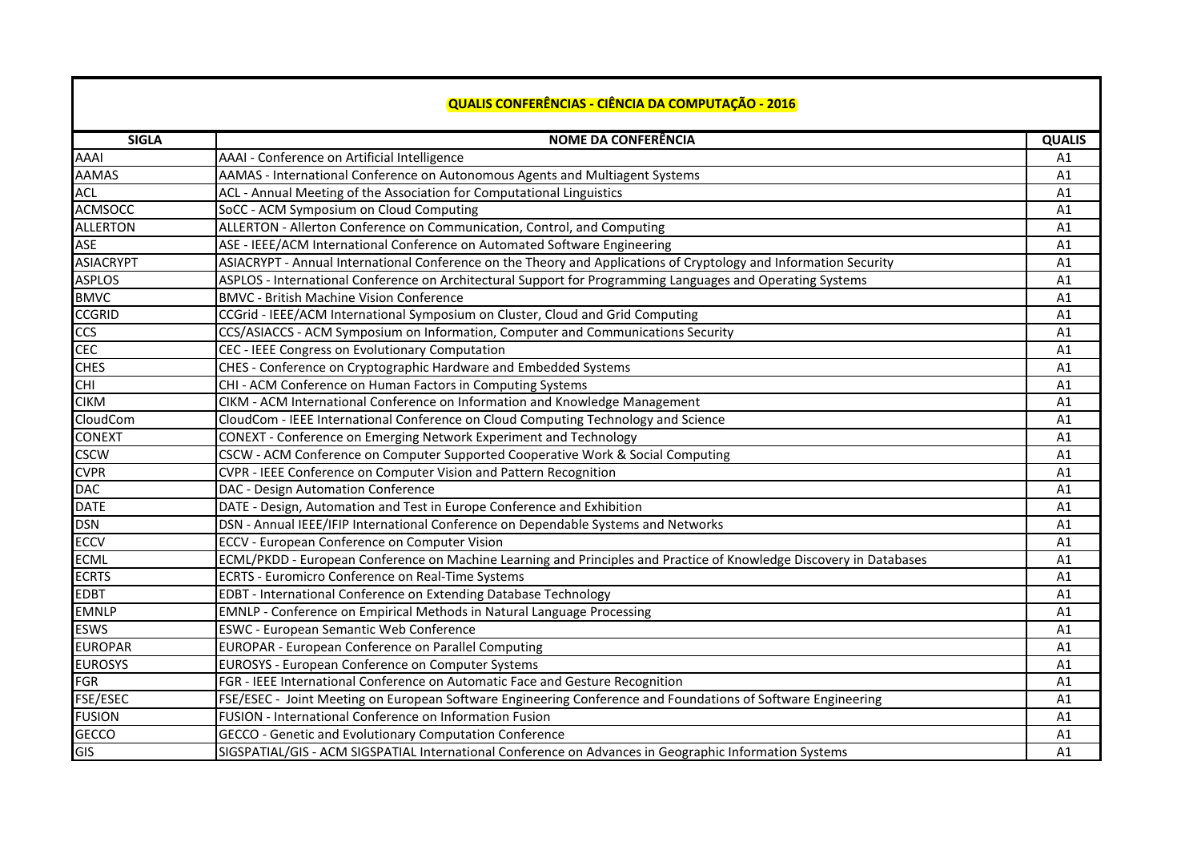# QUALIS CONFERÊNCIAS - CIÊNCIA DA COMPUTAÇÃO - 2016

| SIGLA | NOME DA CONFERÊNCIA | QUALIS |
|---|---|---|
| AAAI | AAAI - Conference on Artificial Intelligence | A1 |
| AAMAS | AAMAS - International Conference on Autonomous Agents and Multiagent Systems | A1 |
| ACL | ACL - Annual Meeting of the Association for Computational Linguistics | A1 |
| ACMSOCC | SoCC - ACM Symposium on Cloud Computing | A1 |
| ALLERTON | ALLERTON - Allerton Conference on Communication, Control, and Computing | A1 |
| ASE | ASE - IEEE/ACM International Conference on Automated Software Engineering | A1 |
| ASIACRYPT | ASIACRYPT - Annual International Conference on the Theory and Applications of Cryptology and Information Security | A1 |
| ASPLOS | ASPLOS - International Conference on Architectural Support for Programming Languages and Operating Systems | A1 |
| BMVC | BMVC - British Machine Vision Conference | A1 |
| CCGRID | CCGrid - IEEE/ACM International Symposium on Cluster, Cloud and Grid Computing | A1 |
| CCS | CCS/ASIACCS - ACM Symposium on Information, Computer and Communications Security | A1 |
| CEC | CEC - IEEE Congress on Evolutionary Computation | A1 |
| CHES | CHES - Conference on Cryptographic Hardware and Embedded Systems | A1 |
| CHI | CHI - ACM Conference on Human Factors in Computing Systems | A1 |
| CIKM | CIKM - ACM International Conference on Information and Knowledge Management | A1 |
| CloudCom | CloudCom - IEEE International Conference on Cloud Computing Technology and Science | A1 |
| CONEXT | CONEXT - Conference on Emerging Network Experiment and Technology | A1 |
| CSCW | CSCW - ACM Conference on Computer Supported Cooperative Work & Social Computing | A1 |
| CVPR | CVPR - IEEE Conference on Computer Vision and Pattern Recognition | A1 |
| DAC | DAC - Design Automation Conference | A1 |
| DATE | DATE - Design, Automation and Test in Europe Conference and Exhibition | A1 |
| DSN | DSN - Annual IEEE/IFIP International Conference on Dependable Systems and Networks | A1 |
| ECCV | ECCV - European Conference on Computer Vision | A1 |
| ECML | ECML/PKDD - European Conference on Machine Learning and Principles and Practice of Knowledge Discovery in Databases | A1 |
| ECRTS | ECRTS - Euromicro Conference on Real-Time Systems | A1 |
| EDBT | EDBT - International Conference on Extending Database Technology | A1 |
| EMNLP | EMNLP - Conference on Empirical Methods in Natural Language Processing | A1 |
| ESWS | ESWC - European Semantic Web Conference | A1 |
| EUROPAR | EUROPAR - European Conference on Parallel Computing | A1 |
| EUROSYS | EUROSYS - European Conference on Computer Systems | A1 |
| FGR | FGR - IEEE International Conference on Automatic Face and Gesture Recognition | A1 |
| FSE/ESEC | FSE/ESEC - Joint Meeting on European Software Engineering Conference and Foundations of Software Engineering | A1 |
| FUSION | FUSION - International Conference on Information Fusion | A1 |
| GECCO | GECCO - Genetic and Evolutionary Computation Conference | A1 |
| GIS | SIGSPATIAL/GIS - ACM SIGSPATIAL International Conference on Advances in Geographic Information Systems | A1 |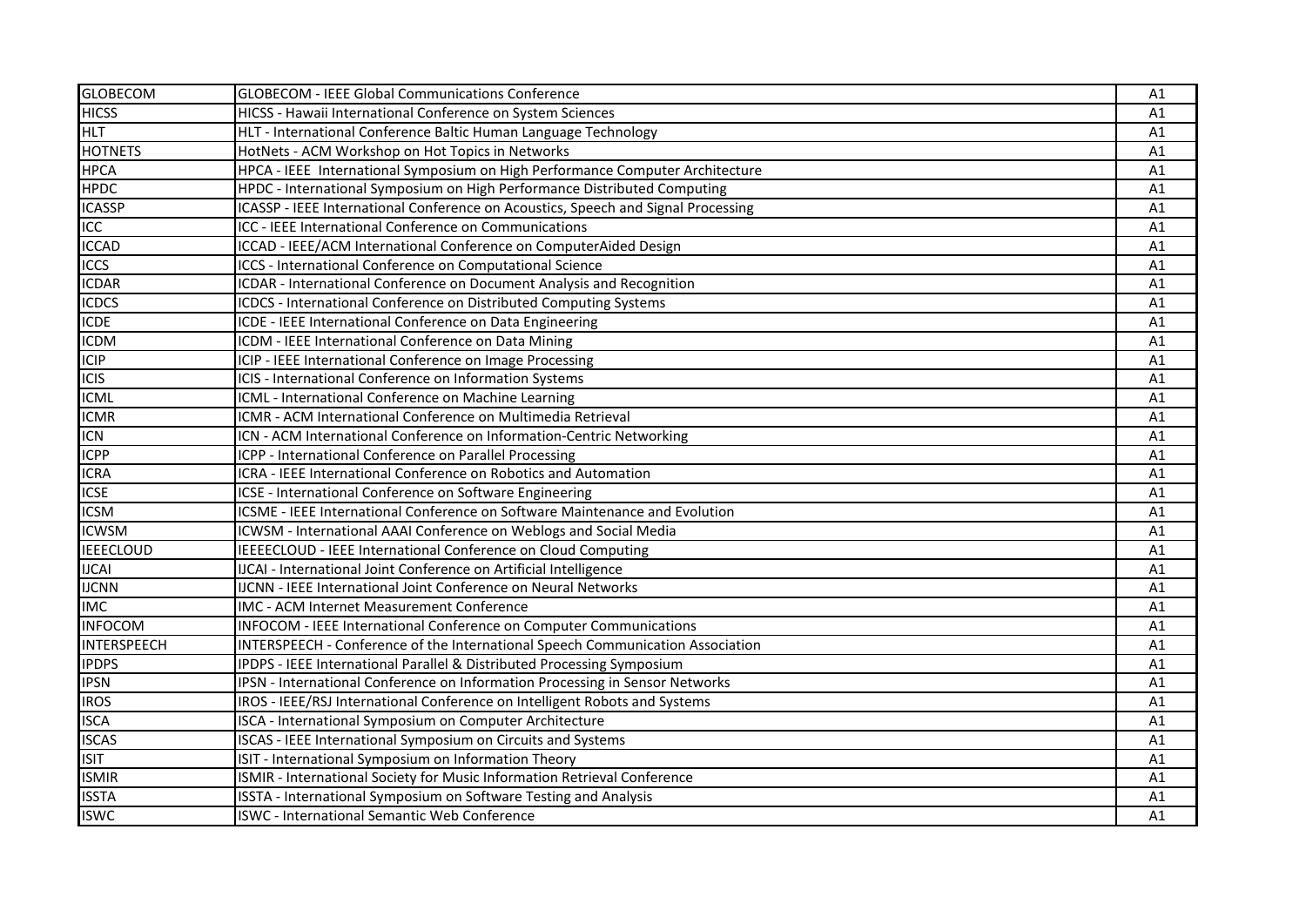| | | |
|---|---|---|
| GLOBECOM | GLOBECOM - IEEE Global Communications Conference | A1 |
| HICSS | HICSS - Hawaii International Conference on System Sciences | A1 |
| HLT | HLT - International Conference Baltic Human Language Technology | A1 |
| HOTNETS | HotNets - ACM Workshop on Hot Topics in Networks | A1 |
| HPCA | HPCA - IEEE International Symposium on High Performance Computer Architecture | A1 |
| HPDC | HPDC - International Symposium on High Performance Distributed Computing | A1 |
| ICASSP | ICASSP - IEEE International Conference on Acoustics, Speech and Signal Processing | A1 |
| ICC | ICC - IEEE International Conference on Communications | A1 |
| ICCAD | ICCAD - IEEE/ACM International Conference on ComputerAided Design | A1 |
| ICCS | ICCS - International Conference on Computational Science | A1 |
| ICDAR | ICDAR - International Conference on Document Analysis and Recognition | A1 |
| ICDCS | ICDCS - International Conference on Distributed Computing Systems | A1 |
| ICDE | ICDE - IEEE International Conference on Data Engineering | A1 |
| ICDM | ICDM - IEEE International Conference on Data Mining | A1 |
| ICIP | ICIP - IEEE International Conference on Image Processing | A1 |
| ICIS | ICIS - International Conference on Information Systems | A1 |
| ICML | ICML - International Conference on Machine Learning | A1 |
| ICMR | ICMR - ACM International Conference on Multimedia Retrieval | A1 |
| ICN | ICN - ACM International Conference on Information-Centric Networking | A1 |
| ICPP | ICPP - International Conference on Parallel Processing | A1 |
| ICRA | ICRA - IEEE International Conference on Robotics and Automation | A1 |
| ICSE | ICSE - International Conference on Software Engineering | A1 |
| ICSM | ICSME - IEEE International Conference on Software Maintenance and Evolution | A1 |
| ICWSM | ICWSM - International AAAI Conference on Weblogs and Social Media | A1 |
| IEEECLOUD | IEEECLOUD - IEEE International Conference on Cloud Computing | A1 |
| IJCAI | IJCAI - International Joint Conference on Artificial Intelligence | A1 |
| IJCNN | IJCNN - IEEE International Joint Conference on Neural Networks | A1 |
| IMC | IMC - ACM Internet Measurement Conference | A1 |
| INFOCOM | INFOCOM - IEEE International Conference on Computer Communications | A1 |
| INTERSPEECH | INTERSPEECH - Conference of the International Speech Communication Association | A1 |
| IPDPS | IPDPS - IEEE International Parallel & Distributed Processing Symposium | A1 |
| IPSN | IPSN - International Conference on Information Processing in Sensor Networks | A1 |
| IROS | IROS - IEEE/RSJ International Conference on Intelligent Robots and Systems | A1 |
| ISCA | ISCA - International Symposium on Computer Architecture | A1 |
| ISCAS | ISCAS - IEEE International Symposium on Circuits and Systems | A1 |
| ISIT | ISIT - International Symposium on Information Theory | A1 |
| ISMIR | ISMIR - International Society for Music Information Retrieval Conference | A1 |
| ISSTA | ISSTA - International Symposium on Software Testing and Analysis | A1 |
| ISWC | ISWC - International Semantic Web Conference | A1 |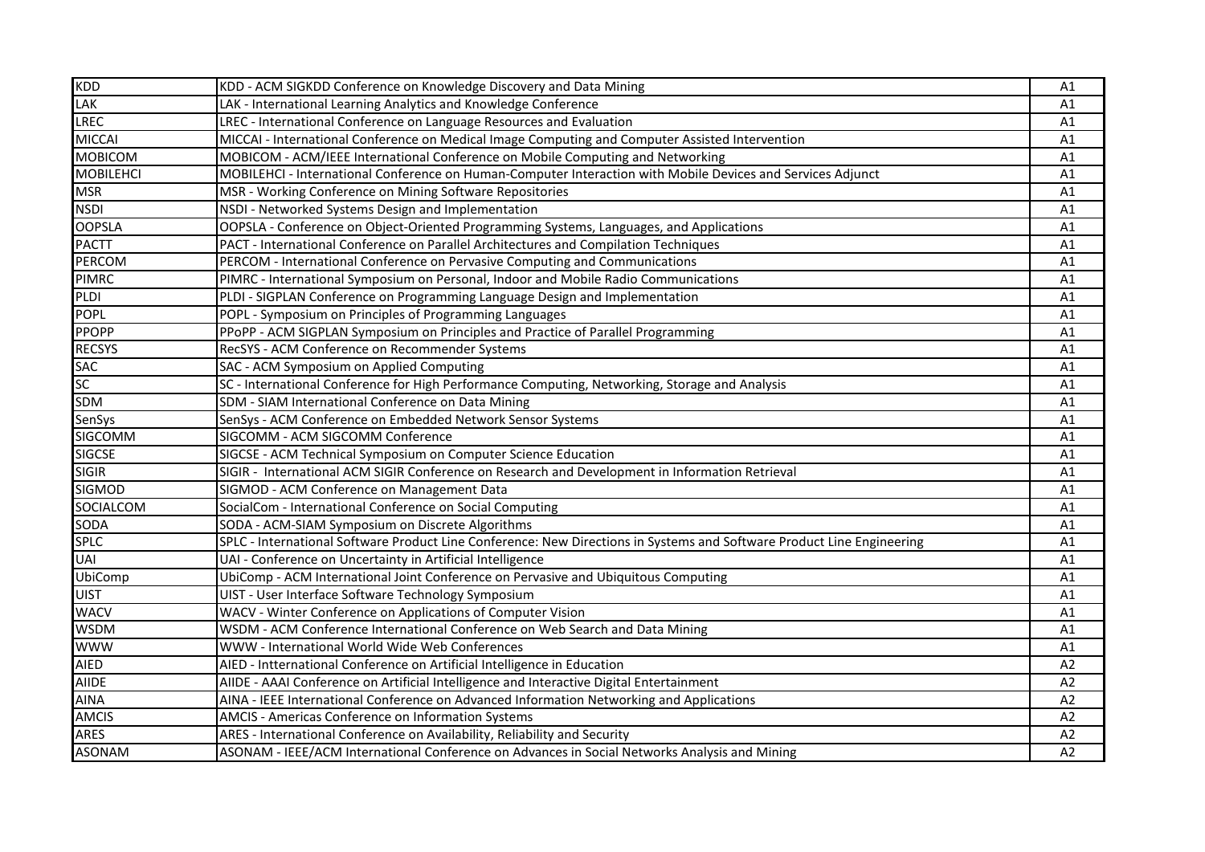| | | |
|---|---|---|
| KDD | KDD - ACM SIGKDD Conference on Knowledge Discovery and Data Mining | A1 |
| LAK | LAK - International Learning Analytics and Knowledge Conference | A1 |
| LREC | LREC - International Conference on Language Resources and Evaluation | A1 |
| MICCAI | MICCAI - International Conference on Medical Image Computing and Computer Assisted Intervention | A1 |
| MOBICOM | MOBICOM - ACM/IEEE International Conference on Mobile Computing and Networking | A1 |
| MOBILEHCI | MOBILEHCI - International Conference on Human-Computer Interaction with Mobile Devices and Services Adjunct | A1 |
| MSR | MSR - Working Conference on Mining Software Repositories | A1 |
| NSDI | NSDI - Networked Systems Design and Implementation | A1 |
| OOPSLA | OOPSLA - Conference on Object-Oriented Programming Systems, Languages, and Applications | A1 |
| PACTT | PACT - International Conference on Parallel Architectures and Compilation Techniques | A1 |
| PERCOM | PERCOM - International Conference on Pervasive Computing and Communications | A1 |
| PIMRC | PIMRC - International Symposium on Personal, Indoor and Mobile Radio Communications | A1 |
| PLDI | PLDI - SIGPLAN Conference on Programming Language Design and Implementation | A1 |
| POPL | POPL - Symposium on Principles of Programming Languages | A1 |
| PPOPP | PPoPP - ACM SIGPLAN Symposium on Principles and Practice of Parallel Programming | A1 |
| RECSYS | RecSYS - ACM Conference on Recommender Systems | A1 |
| SAC | SAC - ACM Symposium on Applied Computing | A1 |
| SC | SC - International Conference for High Performance Computing, Networking, Storage and Analysis | A1 |
| SDM | SDM - SIAM International Conference on Data Mining | A1 |
| SenSys | SenSys - ACM Conference on Embedded Network Sensor Systems | A1 |
| SIGCOMM | SIGCOMM - ACM SIGCOMM Conference | A1 |
| SIGCSE | SIGCSE - ACM Technical Symposium on Computer Science Education | A1 |
| SIGIR | SIGIR - International ACM SIGIR Conference on Research and Development in Information Retrieval | A1 |
| SIGMOD | SIGMOD - ACM Conference on Management Data | A1 |
| SOCIALCOM | SocialCom - International Conference on Social Computing | A1 |
| SODA | SODA - ACM-SIAM Symposium on Discrete Algorithms | A1 |
| SPLC | SPLC - International Software Product Line Conference: New Directions in Systems and Software Product Line Engineering | A1 |
| UAI | UAI - Conference on Uncertainty in Artificial Intelligence | A1 |
| UbiComp | UbiComp - ACM International Joint Conference on Pervasive and Ubiquitous Computing | A1 |
| UIST | UIST - User Interface Software Technology Symposium | A1 |
| WACV | WACV - Winter Conference on Applications of Computer Vision | A1 |
| WSDM | WSDM - ACM Conference International Conference on Web Search and Data Mining | A1 |
| WWW | WWW - International World Wide Web Conferences | A1 |
| AIED | AIED - Intternational Conference on Artificial Intelligence in Education | A2 |
| AIIDE | AIIDE - AAAI Conference on Artificial Intelligence and Interactive Digital Entertainment | A2 |
| AINA | AINA - IEEE International Conference on Advanced Information Networking and Applications | A2 |
| AMCIS | AMCIS - Americas Conference on Information Systems | A2 |
| ARES | ARES - International Conference on Availability, Reliability and Security | A2 |
| ASONAM | ASONAM - IEEE/ACM International Conference on Advances in Social Networks Analysis and Mining | A2 |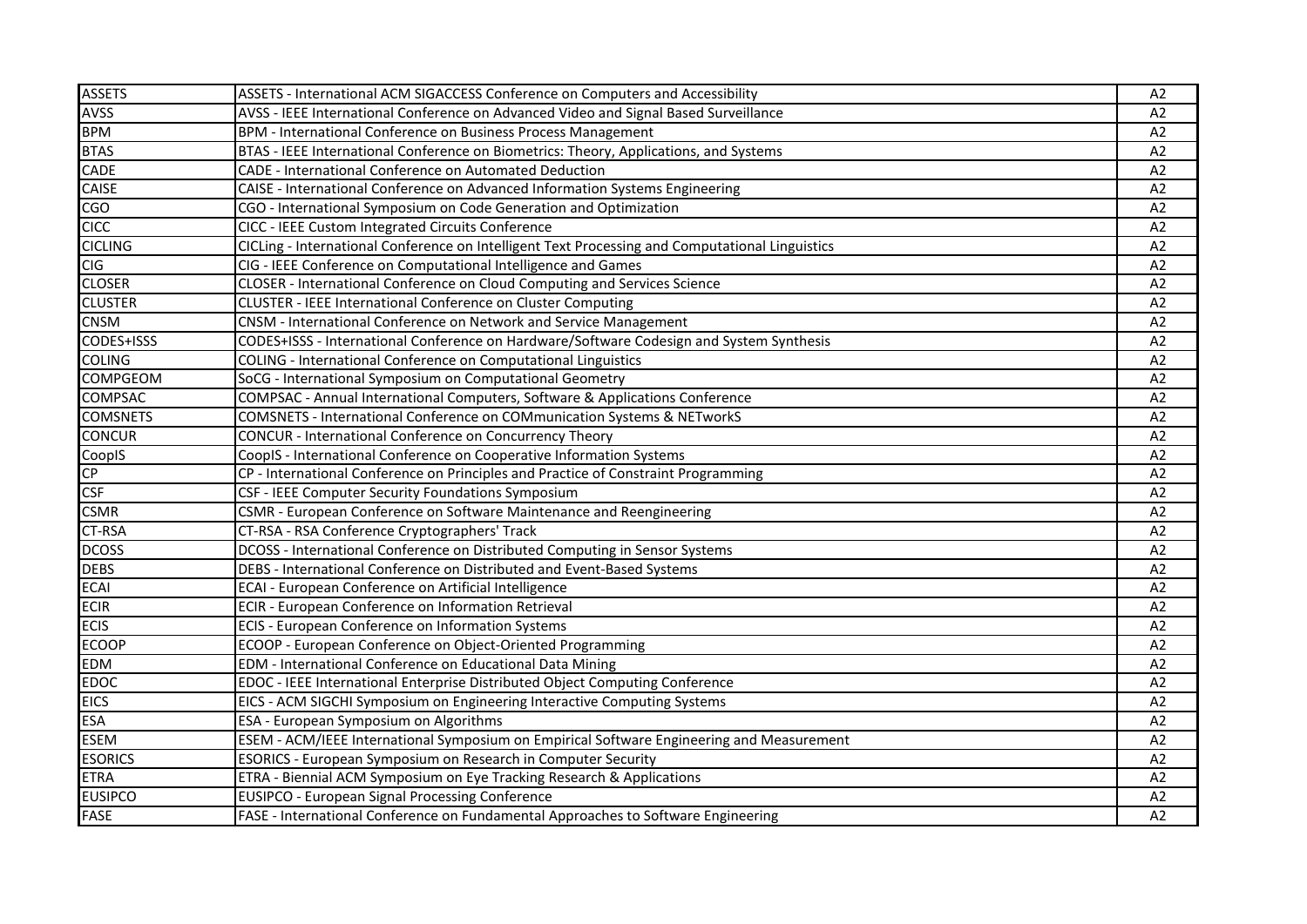| | | |
|---|---|---|
| ASSETS | ASSETS - International ACM SIGACCESS Conference on Computers and Accessibility | A2 |
| AVSS | AVSS - IEEE International Conference on Advanced Video and Signal Based Surveillance | A2 |
| BPM | BPM - International Conference on Business Process Management | A2 |
| BTAS | BTAS - IEEE International Conference on Biometrics: Theory, Applications, and Systems | A2 |
| CADE | CADE - International Conference on Automated Deduction | A2 |
| CAISE | CAISE - International Conference on Advanced Information Systems Engineering | A2 |
| CGO | CGO - International Symposium on Code Generation and Optimization | A2 |
| CICC | CICC - IEEE Custom Integrated Circuits Conference | A2 |
| CICLING | CICLing - International Conference on Intelligent Text Processing and Computational Linguistics | A2 |
| CIG | CIG - IEEE Conference on Computational Intelligence and Games | A2 |
| CLOSER | CLOSER - International Conference on Cloud Computing and Services Science | A2 |
| CLUSTER | CLUSTER - IEEE International Conference on Cluster Computing | A2 |
| CNSM | CNSM - International Conference on Network and Service Management | A2 |
| CODES+ISSS | CODES+ISSS - International Conference on Hardware/Software Codesign and System Synthesis | A2 |
| COLING | COLING - International Conference on Computational Linguistics | A2 |
| COMPGEOM | SoCG - International Symposium on Computational Geometry | A2 |
| COMPSAC | COMPSAC - Annual International Computers, Software & Applications Conference | A2 |
| COMSNETS | COMSNETS - International Conference on COMmunication Systems & NETworkS | A2 |
| CONCUR | CONCUR - International Conference on Concurrency Theory | A2 |
| CoopIS | CoopIS - International Conference on Cooperative Information Systems | A2 |
| CP | CP - International Conference on Principles and Practice of Constraint Programming | A2 |
| CSF | CSF - IEEE Computer Security Foundations Symposium | A2 |
| CSMR | CSMR - European Conference on Software Maintenance and Reengineering | A2 |
| CT-RSA | CT-RSA - RSA Conference Cryptographers' Track | A2 |
| DCOSS | DCOSS - International Conference on Distributed Computing in Sensor Systems | A2 |
| DEBS | DEBS - International Conference on Distributed and Event-Based Systems | A2 |
| ECAI | ECAI - European Conference on Artificial Intelligence | A2 |
| ECIR | ECIR - European Conference on Information Retrieval | A2 |
| ECIS | ECIS - European Conference on Information Systems | A2 |
| ECOOP | ECOOP - European Conference on Object-Oriented Programming | A2 |
| EDM | EDM - International Conference on Educational Data Mining | A2 |
| EDOC | EDOC - IEEE International Enterprise Distributed Object Computing Conference | A2 |
| EICS | EICS - ACM SIGCHI Symposium on Engineering Interactive Computing Systems | A2 |
| ESA | ESA - European Symposium on Algorithms | A2 |
| ESEM | ESEM - ACM/IEEE International Symposium on Empirical Software Engineering and Measurement | A2 |
| ESORICS | ESORICS - European Symposium on Research in Computer Security | A2 |
| ETRA | ETRA - Biennial ACM Symposium on Eye Tracking Research & Applications | A2 |
| EUSIPCO | EUSIPCO - European Signal Processing Conference | A2 |
| FASE | FASE - International Conference on Fundamental Approaches to Software Engineering | A2 |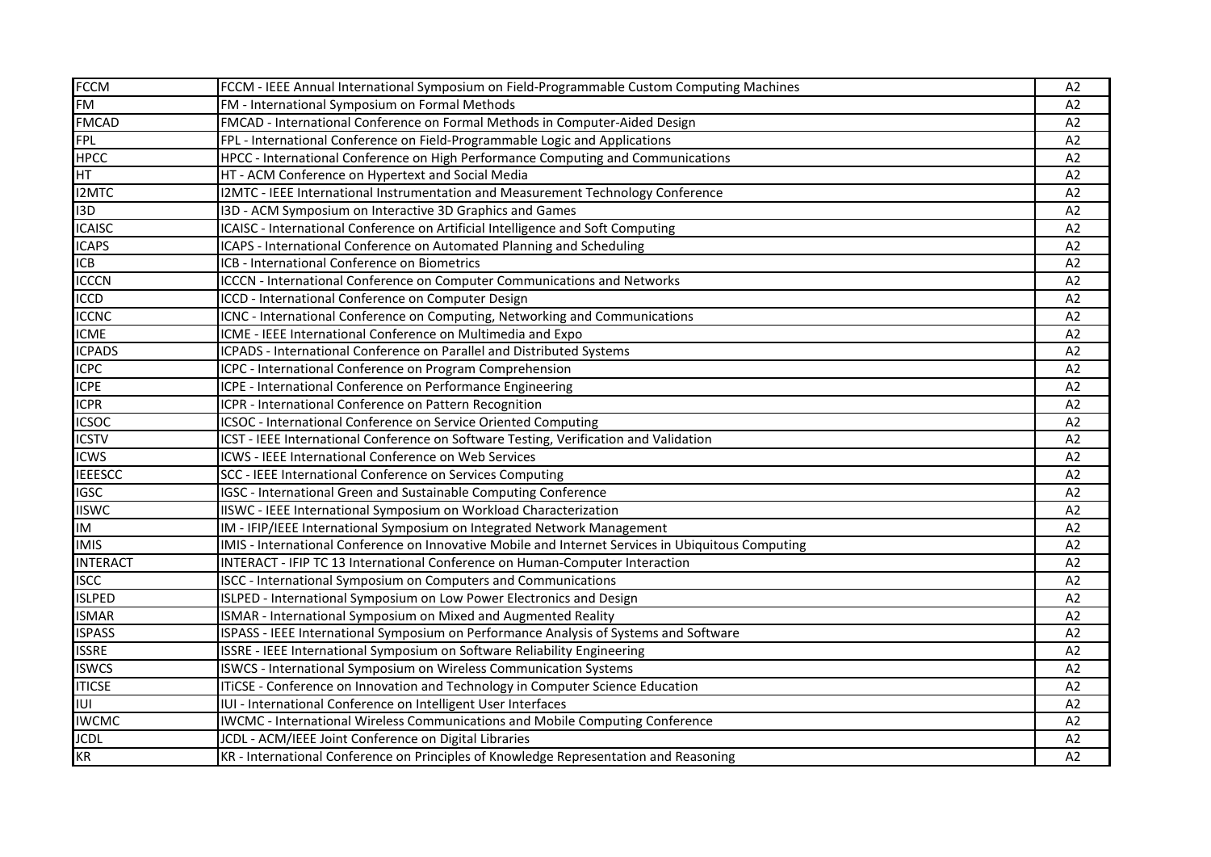| FCCM | FCCM - IEEE Annual International Symposium on Field-Programmable Custom Computing Machines | A2 |
|---|---|---|
| FM | FM - International Symposium on Formal Methods | A2 |
| FMCAD | FMCAD - International Conference on Formal Methods in Computer-Aided Design | A2 |
| FPL | FPL - International Conference on Field-Programmable Logic and Applications | A2 |
| HPCC | HPCC - International Conference on High Performance Computing and Communications | A2 |
| HT | HT - ACM Conference on Hypertext and Social Media | A2 |
| I2MTC | I2MTC - IEEE International Instrumentation and Measurement Technology Conference | A2 |
| I3D | I3D - ACM Symposium on Interactive 3D Graphics and Games | A2 |
| ICAISC | ICAISC - International Conference on Artificial Intelligence and Soft Computing | A2 |
| ICAPS | ICAPS - International Conference on Automated Planning and Scheduling | A2 |
| ICB | ICB - International Conference on Biometrics | A2 |
| ICCCN | ICCCN - International Conference on Computer Communications and Networks | A2 |
| ICCD | ICCD - International Conference on Computer Design | A2 |
| ICCNC | ICNC - International Conference on Computing, Networking and Communications | A2 |
| ICME | ICME - IEEE International Conference on Multimedia and Expo | A2 |
| ICPADS | ICPADS - International Conference on Parallel and Distributed Systems | A2 |
| ICPC | ICPC - International Conference on Program Comprehension | A2 |
| ICPE | ICPE - International Conference on Performance Engineering | A2 |
| ICPR | ICPR - International Conference on Pattern Recognition | A2 |
| ICSOC | ICSOC - International Conference on Service Oriented Computing | A2 |
| ICSTV | ICST - IEEE International Conference on Software Testing, Verification and Validation | A2 |
| ICWS | ICWS - IEEE International Conference on Web Services | A2 |
| IEEESCC | SCC - IEEE International Conference on Services Computing | A2 |
| IGSC | IGSC - International Green and Sustainable Computing Conference | A2 |
| IISWC | IISWC - IEEE International Symposium on Workload Characterization | A2 |
| IM | IM - IFIP/IEEE International Symposium on Integrated Network Management | A2 |
| IMIS | IMIS - International Conference on Innovative Mobile and Internet Services in Ubiquitous Computing | A2 |
| INTERACT | INTERACT - IFIP TC 13 International Conference on Human-Computer Interaction | A2 |
| ISCC | ISCC - International Symposium on Computers and Communications | A2 |
| ISLPED | ISLPED - International Symposium on Low Power Electronics and Design | A2 |
| ISMAR | ISMAR - International Symposium on Mixed and Augmented Reality | A2 |
| ISPASS | ISPASS - IEEE International Symposium on Performance Analysis of Systems and Software | A2 |
| ISSRE | ISSRE - IEEE International Symposium on Software Reliability Engineering | A2 |
| ISWCS | ISWCS - International Symposium on Wireless Communication Systems | A2 |
| ITICSE | ITiCSE - Conference on Innovation and Technology in Computer Science Education | A2 |
| IUI | IUI - International Conference on Intelligent User Interfaces | A2 |
| IWCMC | IWCMC - International Wireless Communications and Mobile Computing Conference | A2 |
| JCDL | JCDL - ACM/IEEE Joint Conference on Digital Libraries | A2 |
| KR | KR - International Conference on Principles of Knowledge Representation and Reasoning | A2 |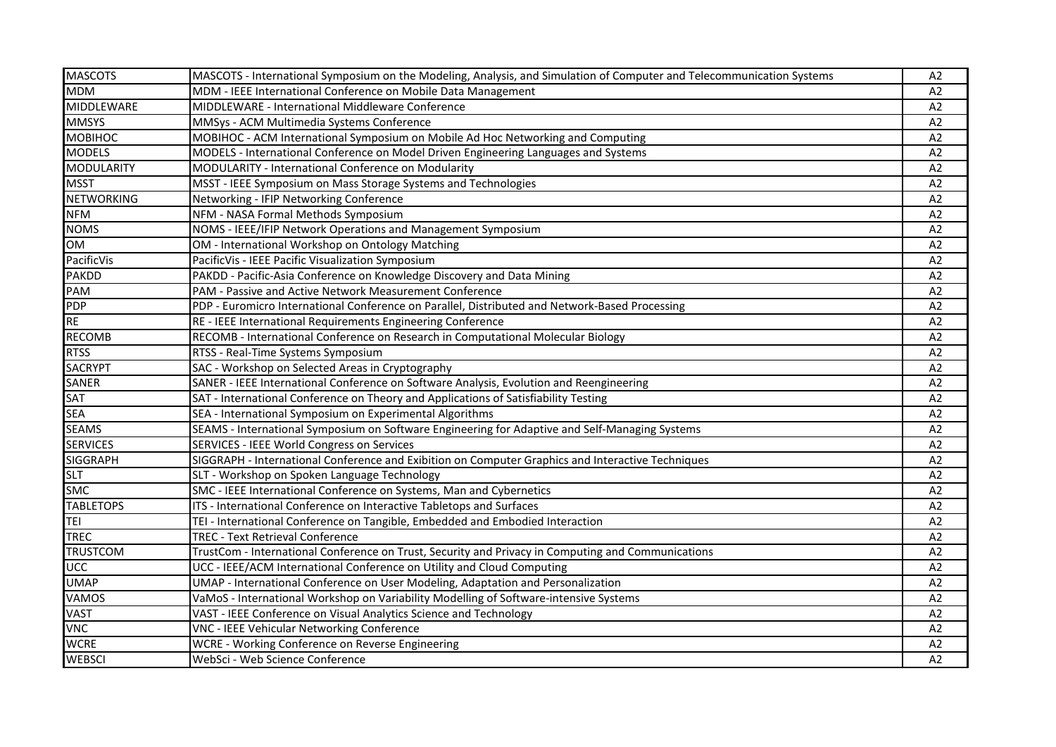| | | |
|---|---|---|
| MASCOTS | MASCOTS - International Symposium on the Modeling, Analysis, and Simulation of Computer and Telecommunication Systems | A2 |
| MDM | MDM - IEEE International Conference on Mobile Data Management | A2 |
| MIDDLEWARE | MIDDLEWARE - International Middleware Conference | A2 |
| MMSYS | MMSys - ACM Multimedia Systems Conference | A2 |
| MOBIHOC | MOBIHOC - ACM International Symposium on Mobile Ad Hoc Networking and Computing | A2 |
| MODELS | MODELS - International Conference on Model Driven Engineering Languages and Systems | A2 |
| MODULARITY | MODULARITY - International Conference on Modularity | A2 |
| MSST | MSST - IEEE Symposium on Mass Storage Systems and Technologies | A2 |
| NETWORKING | Networking - IFIP Networking Conference | A2 |
| NFM | NFM - NASA Formal Methods Symposium | A2 |
| NOMS | NOMS - IEEE/IFIP Network Operations and Management Symposium | A2 |
| OM | OM - International Workshop on Ontology Matching | A2 |
| PacificVis | PacificVis - IEEE Pacific Visualization Symposium | A2 |
| PAKDD | PAKDD - Pacific-Asia Conference on Knowledge Discovery and Data Mining | A2 |
| PAM | PAM - Passive and Active Network Measurement Conference | A2 |
| PDP | PDP - Euromicro International Conference on Parallel, Distributed and Network-Based Processing | A2 |
| RE | RE - IEEE International Requirements Engineering Conference | A2 |
| RECOMB | RECOMB - International Conference on Research in Computational Molecular Biology | A2 |
| RTSS | RTSS - Real-Time Systems Symposium | A2 |
| SACRYPT | SAC - Workshop on Selected Areas in Cryptography | A2 |
| SANER | SANER - IEEE International Conference on Software Analysis, Evolution and Reengineering | A2 |
| SAT | SAT - International Conference on Theory and Applications of Satisfiability Testing | A2 |
| SEA | SEA - International Symposium on Experimental Algorithms | A2 |
| SEAMS | SEAMS - International Symposium on Software Engineering for Adaptive and Self-Managing Systems | A2 |
| SERVICES | SERVICES - IEEE World Congress on Services | A2 |
| SIGGRAPH | SIGGRAPH - International Conference and Exibition on Computer Graphics and Interactive Techniques | A2 |
| SLT | SLT - Workshop on Spoken Language Technology | A2 |
| SMC | SMC - IEEE International Conference on Systems, Man and Cybernetics | A2 |
| TABLETOPS | ITS - International Conference on Interactive Tabletops and Surfaces | A2 |
| TEI | TEI - International Conference on Tangible, Embedded and Embodied Interaction | A2 |
| TREC | TREC - Text Retrieval Conference | A2 |
| TRUSTCOM | TrustCom - International Conference on Trust, Security and Privacy in Computing and Communications | A2 |
| UCC | UCC - IEEE/ACM International Conference on Utility and Cloud Computing | A2 |
| UMAP | UMAP - International Conference on User Modeling, Adaptation and Personalization | A2 |
| VAMOS | VaMoS - International Workshop on Variability Modelling of Software-intensive Systems | A2 |
| VAST | VAST - IEEE Conference on Visual Analytics Science and Technology | A2 |
| VNC | VNC - IEEE Vehicular Networking Conference | A2 |
| WCRE | WCRE - Working Conference on Reverse Engineering | A2 |
| WEBSCI | WebSci - Web Science Conference | A2 |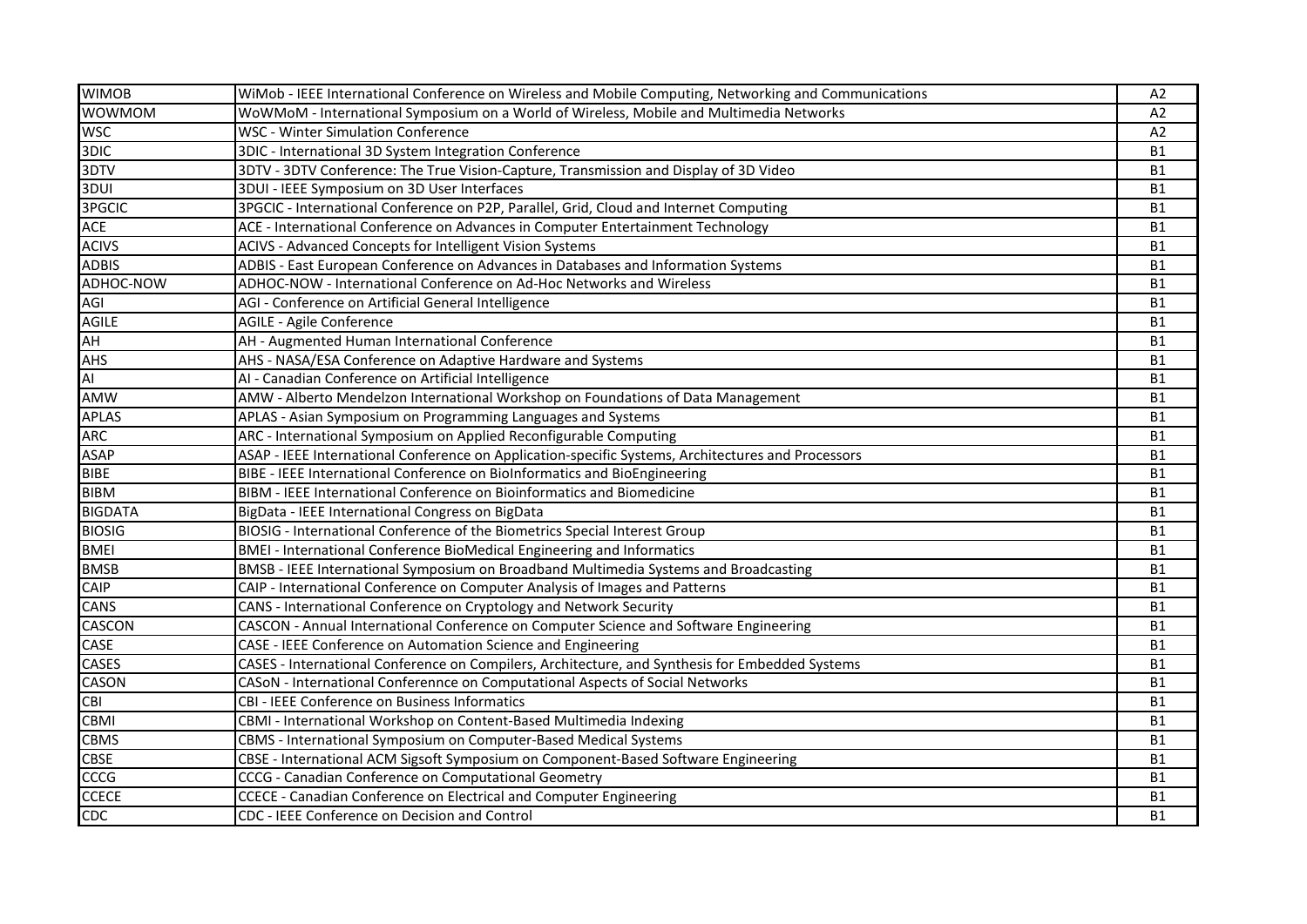| | | |
|---|---|---|
| WIMOB | WiMob - IEEE International Conference on Wireless and Mobile Computing, Networking and Communications | A2 |
| WOWMOM | WoWMoM - International Symposium on a World of Wireless, Mobile and Multimedia Networks | A2 |
| WSC | WSC - Winter Simulation Conference | A2 |
| 3DIC | 3DIC - International 3D System Integration Conference | B1 |
| 3DTV | 3DTV - 3DTV Conference: The True Vision-Capture, Transmission and Display of 3D Video | B1 |
| 3DUI | 3DUI - IEEE Symposium on 3D User Interfaces | B1 |
| 3PGCIC | 3PGCIC - International Conference on P2P, Parallel, Grid, Cloud and Internet Computing | B1 |
| ACE | ACE - International Conference on Advances in Computer Entertainment Technology | B1 |
| ACIVS | ACIVS - Advanced Concepts for Intelligent Vision Systems | B1 |
| ADBIS | ADBIS - East European Conference on Advances in Databases and Information Systems | B1 |
| ADHOC-NOW | ADHOC-NOW - International Conference on Ad-Hoc Networks and Wireless | B1 |
| AGI | AGI - Conference on Artificial General Intelligence | B1 |
| AGILE | AGILE - Agile Conference | B1 |
| AH | AH - Augmented Human International Conference | B1 |
| AHS | AHS - NASA/ESA Conference on Adaptive Hardware and Systems | B1 |
| AI | AI - Canadian Conference on Artificial Intelligence | B1 |
| AMW | AMW - Alberto Mendelzon International Workshop on Foundations of Data Management | B1 |
| APLAS | APLAS - Asian Symposium on Programming Languages and Systems | B1 |
| ARC | ARC - International Symposium on Applied Reconfigurable Computing | B1 |
| ASAP | ASAP - IEEE International Conference on Application-specific Systems, Architectures and Processors | B1 |
| BIBE | BIBE - IEEE International Conference on BioInformatics and BioEngineering | B1 |
| BIBM | BIBM - IEEE International Conference on Bioinformatics and Biomedicine | B1 |
| BIGDATA | BigData - IEEE International Congress on BigData | B1 |
| BIOSIG | BIOSIG - International Conference of the Biometrics Special Interest Group | B1 |
| BMEI | BMEI - International Conference BioMedical Engineering and Informatics | B1 |
| BMSB | BMSB - IEEE International Symposium on Broadband Multimedia Systems and Broadcasting | B1 |
| CAIP | CAIP - International Conference on Computer Analysis of Images and Patterns | B1 |
| CANS | CANS - International Conference on Cryptology and Network Security | B1 |
| CASCON | CASCON - Annual International Conference on Computer Science and Software Engineering | B1 |
| CASE | CASE - IEEE Conference on Automation Science and Engineering | B1 |
| CASES | CASES - International Conference on Compilers, Architecture, and Synthesis for Embedded Systems | B1 |
| CASON | CASoN - International Conferennce on Computational Aspects of Social Networks | B1 |
| CBI | CBI - IEEE Conference on Business Informatics | B1 |
| CBMI | CBMI - International Workshop on Content-Based Multimedia Indexing | B1 |
| CBMS | CBMS - International Symposium on Computer-Based Medical Systems | B1 |
| CBSE | CBSE - International ACM Sigsoft Symposium on Component-Based Software Engineering | B1 |
| CCCG | CCCG - Canadian Conference on Computational Geometry | B1 |
| CCECE | CCECE - Canadian Conference on Electrical and Computer Engineering | B1 |
| CDC | CDC - IEEE Conference on Decision and Control | B1 |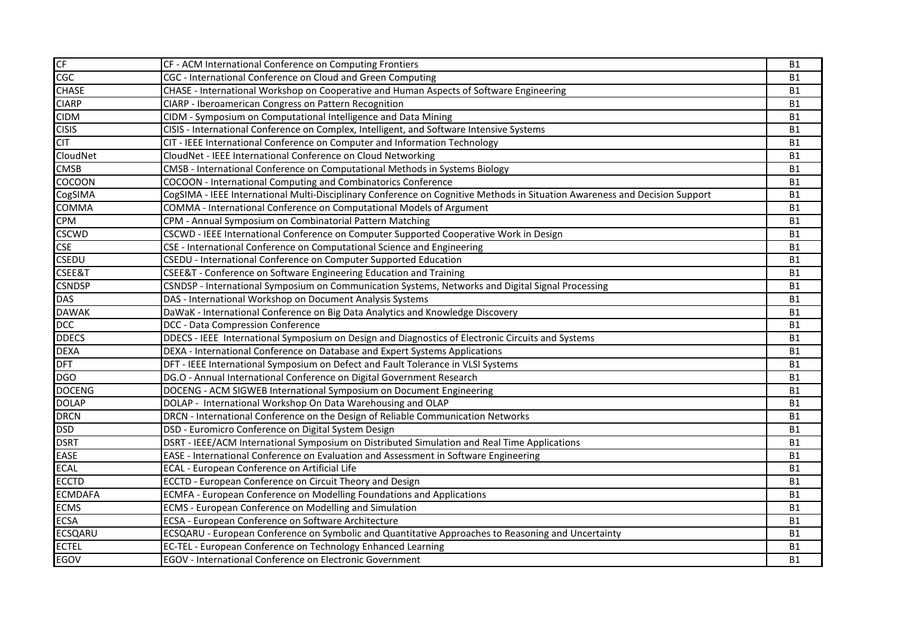| CF | CF - ACM International Conference on Computing Frontiers | B1 |
|---|---|---|
| CGC | CGC - International Conference on Cloud and Green Computing | B1 |
| CHASE | CHASE - International Workshop on Cooperative and Human Aspects of Software Engineering | B1 |
| CIARP | CIARP - Iberoamerican Congress on Pattern Recognition | B1 |
| CIDM | CIDM - Symposium on Computational Intelligence and Data Mining | B1 |
| CISIS | CISIS - International Conference on Complex, Intelligent, and Software Intensive Systems | B1 |
| CIT | CIT - IEEE International Conference on Computer and Information Technology | B1 |
| CloudNet | CloudNet - IEEE International Conference on Cloud Networking | B1 |
| CMSB | CMSB - International Conference on Computational Methods in Systems Biology | B1 |
| COCOON | COCOON - International Computing and Combinatorics Conference | B1 |
| CogSIMA | CogSIMA - IEEE International Multi-Disciplinary Conference on Cognitive Methods in Situation Awareness and Decision Support | B1 |
| COMMA | COMMA - International Conference on Computational Models of Argument | B1 |
| CPM | CPM - Annual Symposium on Combinatorial Pattern Matching | B1 |
| CSCWD | CSCWD - IEEE International Conference on Computer Supported Cooperative Work in Design | B1 |
| CSE | CSE - International Conference on Computational Science and Engineering | B1 |
| CSEDU | CSEDU - International Conference on Computer Supported Education | B1 |
| CSEE&T | CSEE&T - Conference on Software Engineering Education and Training | B1 |
| CSNDSP | CSNDSP - International Symposium on Communication Systems, Networks and Digital Signal Processing | B1 |
| DAS | DAS - International Workshop on Document Analysis Systems | B1 |
| DAWAK | DaWaK - International Conference on Big Data Analytics and Knowledge Discovery | B1 |
| DCC | DCC - Data Compression Conference | B1 |
| DDECS | DDECS - IEEE International Symposium on Design and Diagnostics of Electronic Circuits and Systems | B1 |
| DEXA | DEXA - International Conference on Database and Expert Systems Applications | B1 |
| DFT | DFT - IEEE International Symposium on Defect and Fault Tolerance in VLSI Systems | B1 |
| DGO | DG.O - Annual International Conference on Digital Government Research | B1 |
| DOCENG | DOCENG - ACM SIGWEB International Symposium on Document Engineering | B1 |
| DOLAP | DOLAP - International Workshop On Data Warehousing and OLAP | B1 |
| DRCN | DRCN - International Conference on the Design of Reliable Communication Networks | B1 |
| DSD | DSD - Euromicro Conference on Digital System Design | B1 |
| DSRT | DSRT - IEEE/ACM International Symposium on Distributed Simulation and Real Time Applications | B1 |
| EASE | EASE - International Conference on Evaluation and Assessment in Software Engineering | B1 |
| ECAL | ECAL - European Conference on Artificial Life | B1 |
| ECCTD | ECCTD - European Conference on Circuit Theory and Design | B1 |
| ECMDAFA | ECMFA - European Conference on Modelling Foundations and Applications | B1 |
| ECMS | ECMS - European Conference on Modelling and Simulation | B1 |
| ECSA | ECSA - European Conference on Software Architecture | B1 |
| ECSQARU | ECSQARU - European Conference on Symbolic and Quantitative Approaches to Reasoning and Uncertainty | B1 |
| ECTEL | EC-TEL - European Conference on Technology Enhanced Learning | B1 |
| EGOV | EGOV - International Conference on Electronic Government | B1 |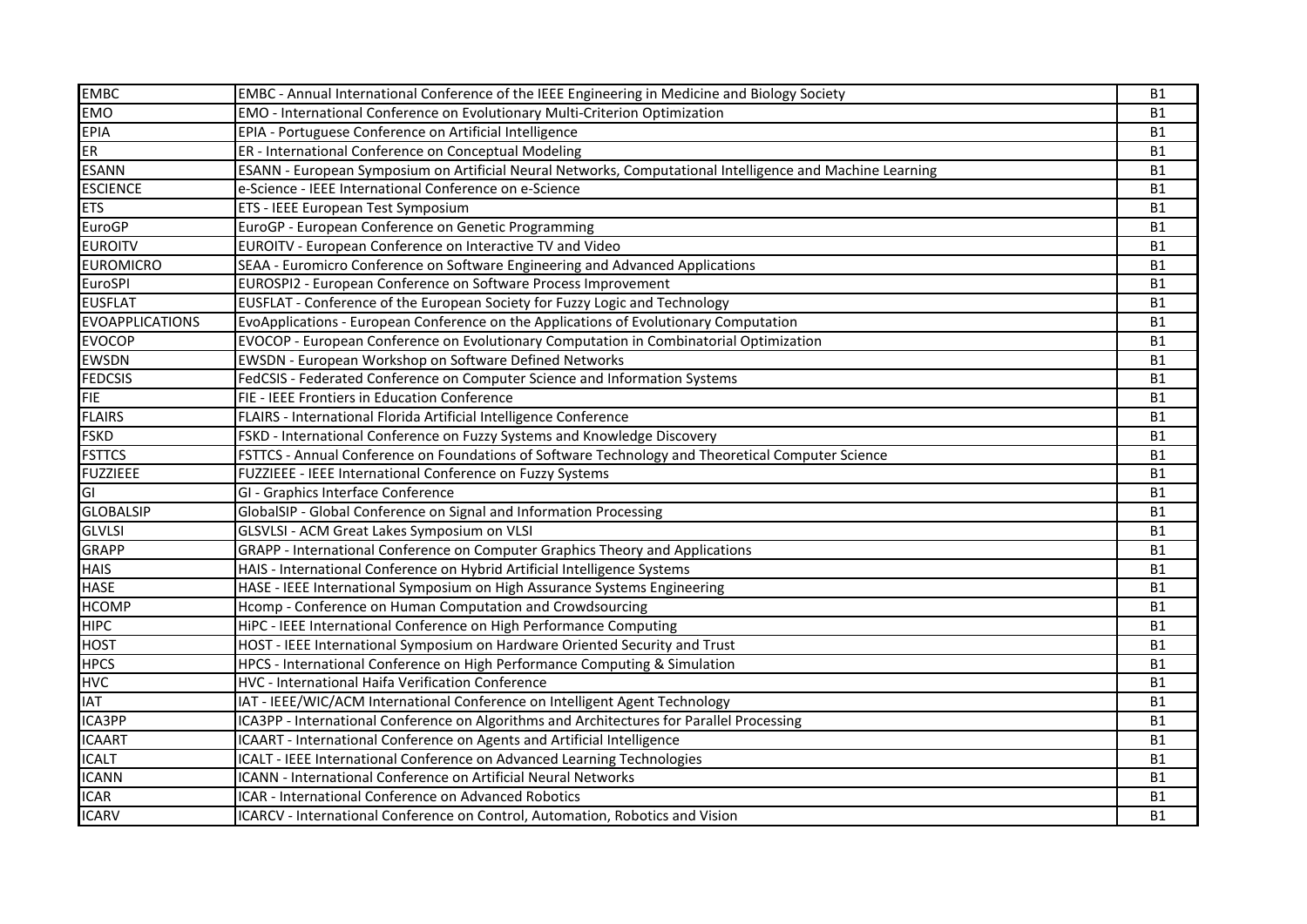| EMBC | EMBC - Annual International Conference of the IEEE Engineering in Medicine and Biology Society | B1 |
|---|---|---|
| EMO | EMO - International Conference on Evolutionary Multi-Criterion Optimization | B1 |
| EPIA | EPIA - Portuguese Conference on Artificial Intelligence | B1 |
| ER | ER - International Conference on Conceptual Modeling | B1 |
| ESANN | ESANN - European Symposium on Artificial Neural Networks, Computational Intelligence and Machine Learning | B1 |
| ESCIENCE | e-Science - IEEE International Conference on e-Science | B1 |
| ETS | ETS - IEEE European Test Symposium | B1 |
| EuroGP | EuroGP - European Conference on Genetic Programming | B1 |
| EUROITV | EUROITV - European Conference on Interactive TV and Video | B1 |
| EUROMICRO | SEAA - Euromicro Conference on Software Engineering and Advanced Applications | B1 |
| EuroSPI | EUROSPI2 - European Conference on Software Process Improvement | B1 |
| EUSFLAT | EUSFLAT - Conference of the European Society for Fuzzy Logic and Technology | B1 |
| EVOAPPLICATIONS | EvoApplications - European Conference on the Applications of Evolutionary Computation | B1 |
| EVOCOP | EVOCOP - European Conference on Evolutionary Computation in Combinatorial Optimization | B1 |
| EWSDN | EWSDN - European Workshop on Software Defined Networks | B1 |
| FEDCSIS | FedCSIS - Federated Conference on Computer Science and Information Systems | B1 |
| FIE | FIE - IEEE Frontiers in Education Conference | B1 |
| FLAIRS | FLAIRS - International Florida Artificial Intelligence Conference | B1 |
| FSKD | FSKD - International Conference on Fuzzy Systems and Knowledge Discovery | B1 |
| FSTTCS | FSTTCS - Annual Conference on Foundations of Software Technology and Theoretical Computer Science | B1 |
| FUZZIEEE | FUZZIEEE - IEEE International Conference on Fuzzy Systems | B1 |
| GI | GI - Graphics Interface Conference | B1 |
| GLOBALSIP | GlobalSIP - Global Conference on Signal and Information Processing | B1 |
| GLVLSI | GLSVLSI - ACM Great Lakes Symposium on VLSI | B1 |
| GRAPP | GRAPP - International Conference on Computer Graphics Theory and Applications | B1 |
| HAIS | HAIS - International Conference on Hybrid Artificial Intelligence Systems | B1 |
| HASE | HASE - IEEE International Symposium on High Assurance Systems Engineering | B1 |
| HCOMP | Hcomp - Conference on Human Computation and Crowdsourcing | B1 |
| HIPC | HiPC - IEEE International Conference on High Performance Computing | B1 |
| HOST | HOST - IEEE International Symposium on Hardware Oriented Security and Trust | B1 |
| HPCS | HPCS - International Conference on High Performance Computing & Simulation | B1 |
| HVC | HVC - International Haifa Verification Conference | B1 |
| IAT | IAT - IEEE/WIC/ACM International Conference on Intelligent Agent Technology | B1 |
| ICA3PP | ICA3PP - International Conference on Algorithms and Architectures for Parallel Processing | B1 |
| ICAART | ICAART - International Conference on Agents and Artificial Intelligence | B1 |
| ICALT | ICALT - IEEE International Conference on Advanced Learning Technologies | B1 |
| ICANN | ICANN - International Conference on Artificial Neural Networks | B1 |
| ICAR | ICAR - International Conference on Advanced Robotics | B1 |
| ICARV | ICARCV - International Conference on Control, Automation, Robotics and Vision | B1 |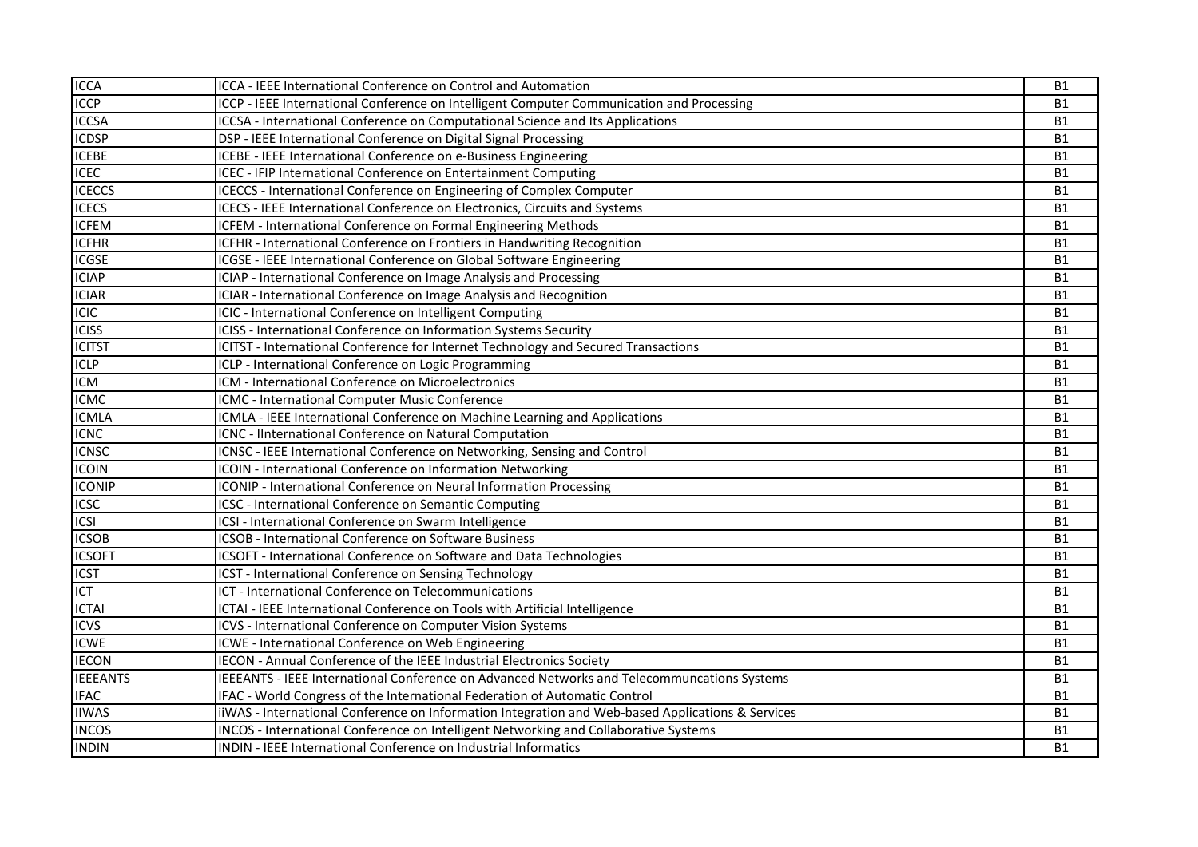| | | |
|---|---|---|
| ICCA | ICCA - IEEE International Conference on Control and Automation | B1 |
| ICCP | ICCP - IEEE International Conference on Intelligent Computer Communication and Processing | B1 |
| ICCSA | ICCSA - International Conference on Computational Science and Its Applications | B1 |
| ICDSP | DSP - IEEE International Conference on Digital Signal Processing | B1 |
| ICEBE | ICEBE - IEEE International Conference on e-Business Engineering | B1 |
| ICEC | ICEC - IFIP International Conference on Entertainment Computing | B1 |
| ICECCS | ICECCS - International Conference on Engineering of Complex Computer | B1 |
| ICECS | ICECS - IEEE International Conference on Electronics, Circuits and Systems | B1 |
| ICFEM | ICFEM - International Conference on Formal Engineering Methods | B1 |
| ICFHR | ICFHR - International Conference on Frontiers in Handwriting Recognition | B1 |
| ICGSE | ICGSE - IEEE International Conference on Global Software Engineering | B1 |
| ICIAP | ICIAP - International Conference on Image Analysis and Processing | B1 |
| ICIAR | ICIAR - International Conference on Image Analysis and Recognition | B1 |
| ICIC | ICIC - International Conference on Intelligent Computing | B1 |
| ICISS | ICISS - International Conference on Information Systems Security | B1 |
| ICITST | ICITST - International Conference for Internet Technology and Secured Transactions | B1 |
| ICLP | ICLP - International Conference on Logic Programming | B1 |
| ICM | ICM - International Conference on Microelectronics | B1 |
| ICMC | ICMC - International Computer Music Conference | B1 |
| ICMLA | ICMLA - IEEE International Conference on Machine Learning and Applications | B1 |
| ICNC | ICNC - IInternational Conference on Natural Computation | B1 |
| ICNSC | ICNSC - IEEE International Conference on Networking, Sensing and Control | B1 |
| ICOIN | ICOIN - International Conference on Information Networking | B1 |
| ICONIP | ICONIP - International Conference on Neural Information Processing | B1 |
| ICSC | ICSC - International Conference on Semantic Computing | B1 |
| ICSI | ICSI - International Conference on Swarm Intelligence | B1 |
| ICSOB | ICSOB - International Conference on Software Business | B1 |
| ICSOFT | ICSOFT - International Conference on Software and Data Technologies | B1 |
| ICST | ICST - International Conference on Sensing Technology | B1 |
| ICT | ICT - International Conference on Telecommunications | B1 |
| ICTAI | ICTAI - IEEE International Conference on Tools with Artificial Intelligence | B1 |
| ICVS | ICVS - International Conference on Computer Vision Systems | B1 |
| ICWE | ICWE - International Conference on Web Engineering | B1 |
| IECON | IECON - Annual Conference of the IEEE Industrial Electronics Society | B1 |
| IEEEANTS | IEEEANTS - IEEE International Conference on Advanced Networks and Telecommuncations Systems | B1 |
| IFAC | IFAC - World Congress of the International Federation of Automatic Control | B1 |
| IIWAS | iiWAS - International Conference on Information Integration and Web-based Applications & Services | B1 |
| INCOS | INCOS - International Conference on Intelligent Networking and Collaborative Systems | B1 |
| INDIN | INDIN - IEEE International Conference on Industrial Informatics | B1 |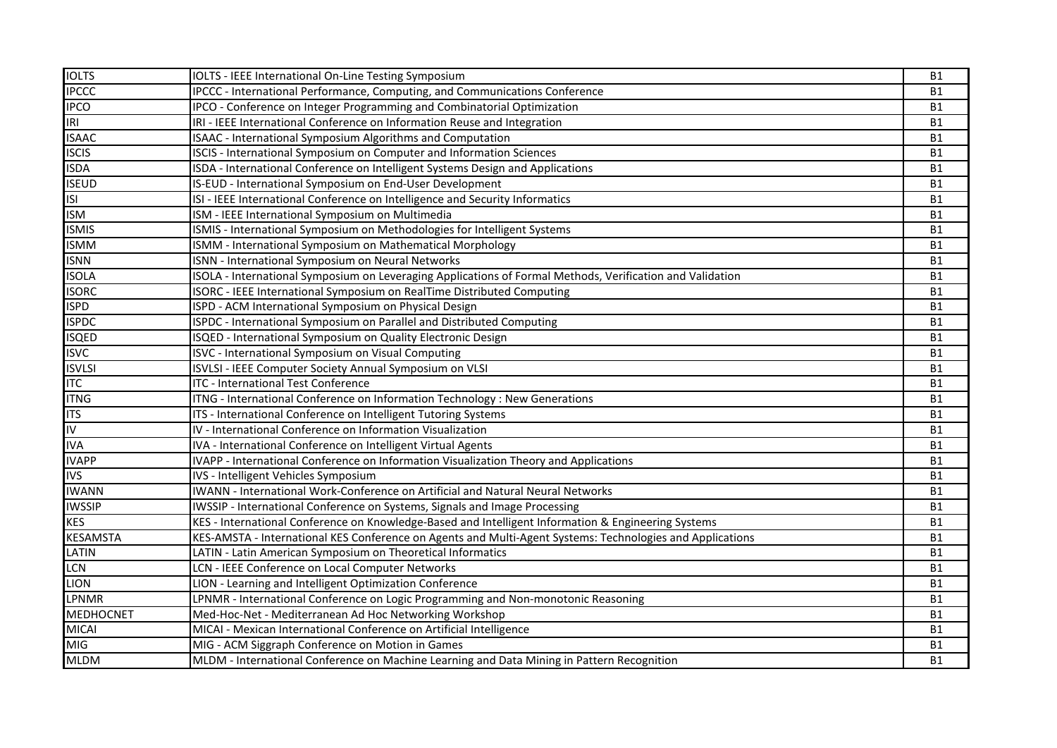| | | |
|---|---|---|
| IOLTS | IOLTS - IEEE International On-Line Testing Symposium | B1 |
| IPCCC | IPCCC - International Performance, Computing, and Communications Conference | B1 |
| IPCO | IPCO - Conference on Integer Programming and Combinatorial Optimization | B1 |
| IRI | IRI - IEEE International Conference on Information Reuse and Integration | B1 |
| ISAAC | ISAAC - International Symposium Algorithms and Computation | B1 |
| ISCIS | ISCIS - International Symposium on Computer and Information Sciences | B1 |
| ISDA | ISDA - International Conference on Intelligent Systems Design and Applications | B1 |
| ISEUD | IS-EUD - International Symposium on End-User Development | B1 |
| ISI | ISI - IEEE International Conference on Intelligence and Security Informatics | B1 |
| ISM | ISM - IEEE International Symposium on Multimedia | B1 |
| ISMIS | ISMIS - International Symposium on Methodologies for Intelligent Systems | B1 |
| ISMM | ISMM - International Symposium on Mathematical Morphology | B1 |
| ISNN | ISNN - International Symposium on Neural Networks | B1 |
| ISOLA | ISOLA - International Symposium on Leveraging Applications of Formal Methods, Verification and Validation | B1 |
| ISORC | ISORC - IEEE International Symposium on RealTime Distributed Computing | B1 |
| ISPD | ISPD - ACM International Symposium on Physical Design | B1 |
| ISPDC | ISPDC - International Symposium on Parallel and Distributed Computing | B1 |
| ISQED | ISQED - International Symposium on Quality Electronic Design | B1 |
| ISVC | ISVC - International Symposium on Visual Computing | B1 |
| ISVLSI | ISVLSI - IEEE Computer Society Annual Symposium on VLSI | B1 |
| ITC | ITC - International Test Conference | B1 |
| ITNG | ITNG - International Conference on Information Technology : New Generations | B1 |
| ITS | ITS - International Conference on Intelligent Tutoring Systems | B1 |
| IV | IV - International Conference on Information Visualization | B1 |
| IVA | IVA - International Conference on Intelligent Virtual Agents | B1 |
| IVAPP | IVAPP - International Conference on Information Visualization Theory and Applications | B1 |
| IVS | IVS - Intelligent Vehicles Symposium | B1 |
| IWANN | IWANN - International Work-Conference on Artificial and Natural Neural Networks | B1 |
| IWSSIP | IWSSIP - International Conference on Systems, Signals and Image Processing | B1 |
| KES | KES - International Conference on Knowledge-Based and Intelligent Information & Engineering Systems | B1 |
| KESAMSTA | KES-AMSTA - International KES Conference on Agents and Multi-Agent Systems: Technologies and Applications | B1 |
| LATIN | LATIN - Latin American Symposium on Theoretical Informatics | B1 |
| LCN | LCN - IEEE Conference on Local Computer Networks | B1 |
| LION | LION - Learning and Intelligent Optimization Conference | B1 |
| LPNMR | LPNMR - International Conference on Logic Programming and Non-monotonic Reasoning | B1 |
| MEDHOCNET | Med-Hoc-Net - Mediterranean Ad Hoc Networking Workshop | B1 |
| MICAI | MICAI - Mexican International Conference on Artificial Intelligence | B1 |
| MIG | MIG - ACM Siggraph Conference on Motion in Games | B1 |
| MLDM | MLDM - International Conference on Machine Learning and Data Mining in Pattern Recognition | B1 |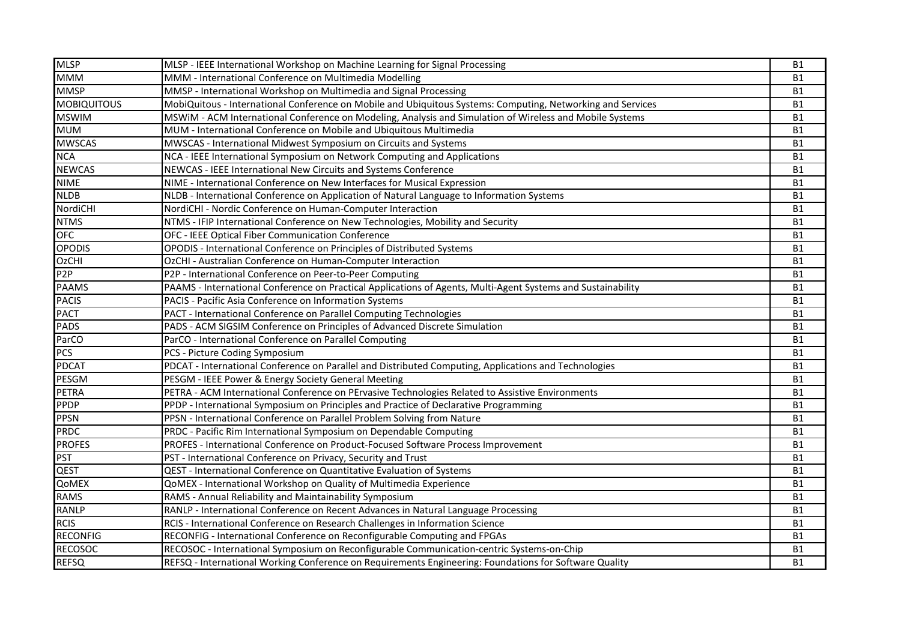| | | |
|---|---|---|
| MLSP | MLSP - IEEE International Workshop on Machine Learning for Signal Processing | B1 |
| MMM | MMM - International Conference on Multimedia Modelling | B1 |
| MMSP | MMSP - International Workshop on Multimedia and Signal Processing | B1 |
| MOBIQUITOUS | MobiQuitous - International Conference on Mobile and Ubiquitous Systems: Computing, Networking and Services | B1 |
| MSWIM | MSWiM - ACM International Conference on Modeling, Analysis and Simulation of Wireless and Mobile Systems | B1 |
| MUM | MUM - International Conference on Mobile and Ubiquitous Multimedia | B1 |
| MWSCAS | MWSCAS - International Midwest Symposium on Circuits and Systems | B1 |
| NCA | NCA - IEEE International Symposium on Network Computing and Applications | B1 |
| NEWCAS | NEWCAS - IEEE International New Circuits and Systems Conference | B1 |
| NIME | NIME - International Conference on New Interfaces for Musical Expression | B1 |
| NLDB | NLDB - International Conference on Application of Natural Language to Information Systems | B1 |
| NordiCHI | NordiCHI - Nordic Conference on Human-Computer Interaction | B1 |
| NTMS | NTMS - IFIP International Conference on New Technologies, Mobility and Security | B1 |
| OFC | OFC - IEEE Optical Fiber Communication Conference | B1 |
| OPODIS | OPODIS - International Conference on Principles of Distributed Systems | B1 |
| OzCHI | OzCHI - Australian Conference on Human-Computer Interaction | B1 |
| P2P | P2P - International Conference on Peer-to-Peer Computing | B1 |
| PAAMS | PAAMS - International Conference on Practical Applications of Agents, Multi-Agent Systems and Sustainability | B1 |
| PACIS | PACIS - Pacific Asia Conference on Information Systems | B1 |
| PACT | PACT - International Conference on Parallel Computing Technologies | B1 |
| PADS | PADS - ACM SIGSIM Conference on Principles of Advanced Discrete Simulation | B1 |
| ParCO | ParCO - International Conference on Parallel Computing | B1 |
| PCS | PCS - Picture Coding Symposium | B1 |
| PDCAT | PDCAT - International Conference on Parallel and Distributed Computing, Applications and Technologies | B1 |
| PESGM | PESGM - IEEE Power & Energy Society General Meeting | B1 |
| PETRA | PETRA - ACM International Conference on PErvasive Technologies Related to Assistive Environments | B1 |
| PPDP | PPDP - International Symposium on Principles and Practice of Declarative Programming | B1 |
| PPSN | PPSN - International Conference on Parallel Problem Solving from Nature | B1 |
| PRDC | PRDC - Pacific Rim International Symposium on Dependable Computing | B1 |
| PROFES | PROFES - International Conference on Product-Focused Software Process Improvement | B1 |
| PST | PST - International Conference on Privacy, Security and Trust | B1 |
| QEST | QEST - International Conference on Quantitative Evaluation of Systems | B1 |
| QoMEX | QoMEX - International Workshop on Quality of Multimedia Experience | B1 |
| RAMS | RAMS - Annual Reliability and Maintainability Symposium | B1 |
| RANLP | RANLP - International Conference on Recent Advances in Natural Language Processing | B1 |
| RCIS | RCIS - International Conference on Research Challenges in Information Science | B1 |
| RECONFIG | RECONFIG - International Conference on Reconfigurable Computing and FPGAs | B1 |
| RECOSOC | RECOSOC - International Symposium on Reconfigurable Communication-centric Systems-on-Chip | B1 |
| REFSQ | REFSQ - International Working Conference on Requirements Engineering: Foundations for Software Quality | B1 |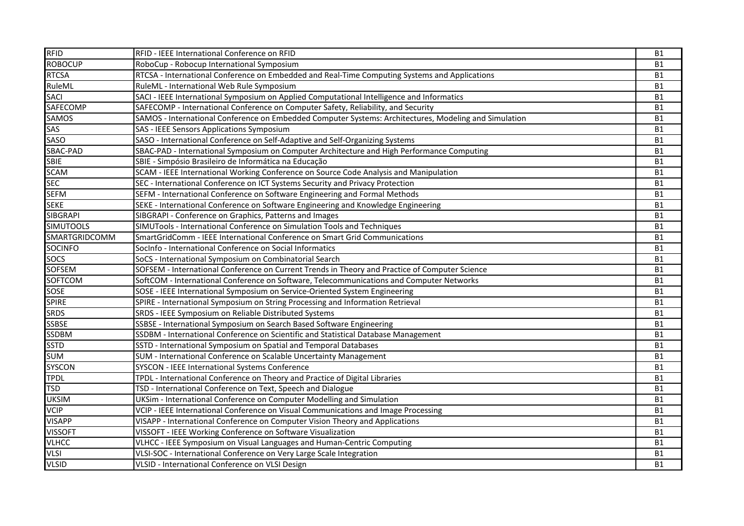| | | |
|---|---|---|
| RFID | RFID - IEEE International Conference on RFID | B1 |
| ROBOCUP | RoboCup - Robocup International Symposium | B1 |
| RTCSA | RTCSA - International Conference on Embedded and Real-Time Computing Systems and Applications | B1 |
| RuleML | RuleML - International Web Rule Symposium | B1 |
| SACI | SACI - IEEE International Symposium on Applied Computational Intelligence and Informatics | B1 |
| SAFECOMP | SAFECOMP - International Conference on Computer Safety, Reliability, and Security | B1 |
| SAMOS | SAMOS - International Conference on Embedded Computer Systems: Architectures, Modeling and Simulation | B1 |
| SAS | SAS - IEEE Sensors Applications Symposium | B1 |
| SASO | SASO - International Conference on Self-Adaptive and Self-Organizing Systems | B1 |
| SBAC-PAD | SBAC-PAD - International Symposium on Computer Architecture and High Performance Computing | B1 |
| SBIE | SBIE - Simpósio Brasileiro de Informática na Educação | B1 |
| SCAM | SCAM - IEEE International Working Conference on Source Code Analysis and Manipulation | B1 |
| SEC | SEC - International Conference on ICT Systems Security and Privacy Protection | B1 |
| SEFM | SEFM - International Conference on Software Engineering and Formal Methods | B1 |
| SEKE | SEKE - International Conference on Software Engineering and Knowledge Engineering | B1 |
| SIBGRAPI | SIBGRAPI - Conference on Graphics, Patterns and Images | B1 |
| SIMUTOOLS | SIMUTools - International Conference on Simulation Tools and Techniques | B1 |
| SMARTGRIDCOMM | SmartGridComm - IEEE International Conference on Smart Grid Communications | B1 |
| SOCINFO | SocInfo - International Conference on Social Informatics | B1 |
| SOCS | SoCS - International Symposium on Combinatorial Search | B1 |
| SOFSEM | SOFSEM - International Conference on Current Trends in Theory and Practice of Computer Science | B1 |
| SOFTCOM | SoftCOM - International Conference on Software, Telecommunications and Computer Networks | B1 |
| SOSE | SOSE - IEEE International Symposium on Service-Oriented System Engineering | B1 |
| SPIRE | SPIRE - International Symposium on String Processing and Information Retrieval | B1 |
| SRDS | SRDS - IEEE Symposium on Reliable Distributed Systems | B1 |
| SSBSE | SSBSE - International Symposium on Search Based Software Engineering | B1 |
| SSDBM | SSDBM - International Conference on Scientific and Statistical Database Management | B1 |
| SSTD | SSTD - International Symposium on Spatial and Temporal Databases | B1 |
| SUM | SUM - International Conference on Scalable Uncertainty Management | B1 |
| SYSCON | SYSCON - IEEE International Systems Conference | B1 |
| TPDL | TPDL - International Conference on Theory and Practice of Digital Libraries | B1 |
| TSD | TSD - International Conference on Text, Speech and Dialogue | B1 |
| UKSIM | UKSim - International Conference on Computer Modelling and Simulation | B1 |
| VCIP | VCIP - IEEE International Conference on Visual Communications and Image Processing | B1 |
| VISAPP | VISAPP - International Conference on Computer Vision Theory and Applications | B1 |
| VISSOFT | VISSOFT - IEEE Working Conference on Software Visualization | B1 |
| VLHCC | VLHCC - IEEE Symposium on Visual Languages and Human-Centric Computing | B1 |
| VLSI | VLSI-SOC - International Conference on Very Large Scale Integration | B1 |
| VLSID | VLSID - International Conference on VLSI Design | B1 |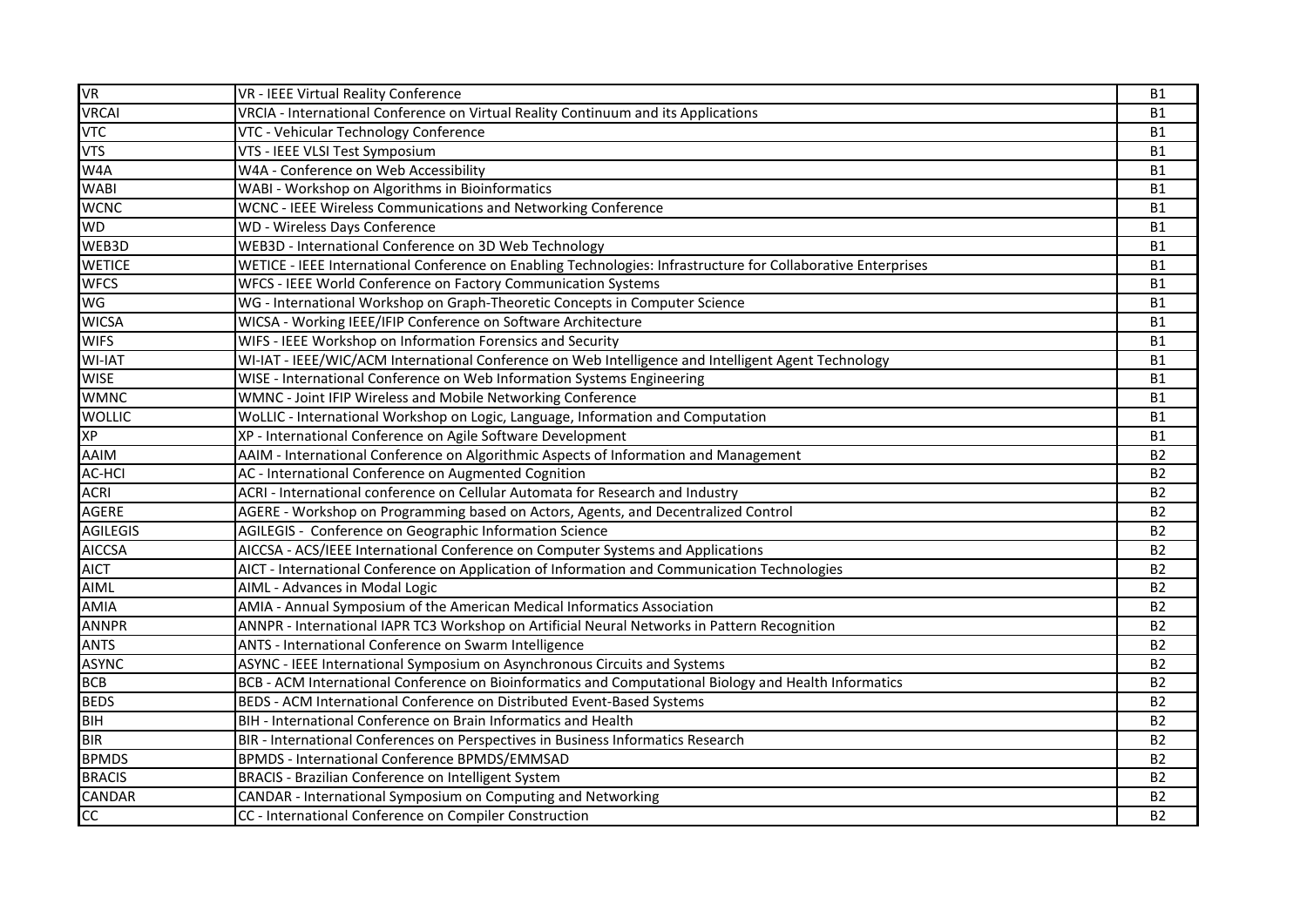| | | |
|---|---|---|
| VR | VR - IEEE Virtual Reality Conference | B1 |
| VRCAI | VRCIA - International Conference on Virtual Reality Continuum and its Applications | B1 |
| VTC | VTC - Vehicular Technology Conference | B1 |
| VTS | VTS - IEEE VLSI Test Symposium | B1 |
| W4A | W4A - Conference on Web Accessibility | B1 |
| WABI | WABI - Workshop on Algorithms in Bioinformatics | B1 |
| WCNC | WCNC - IEEE Wireless Communications and Networking Conference | B1 |
| WD | WD - Wireless Days Conference | B1 |
| WEB3D | WEB3D - International Conference on 3D Web Technology | B1 |
| WETICE | WETICE - IEEE International Conference on Enabling Technologies: Infrastructure for Collaborative Enterprises | B1 |
| WFCS | WFCS - IEEE World Conference on Factory Communication Systems | B1 |
| WG | WG - International Workshop on Graph-Theoretic Concepts in Computer Science | B1 |
| WICSA | WICSA - Working IEEE/IFIP Conference on Software Architecture | B1 |
| WIFS | WIFS - IEEE Workshop on Information Forensics and Security | B1 |
| WI-IAT | WI-IAT - IEEE/WIC/ACM International Conference on Web Intelligence and Intelligent Agent Technology | B1 |
| WISE | WISE - International Conference on Web Information Systems Engineering | B1 |
| WMNC | WMNC - Joint IFIP Wireless and Mobile Networking Conference | B1 |
| WOLLIC | WoLLIC - International Workshop on Logic, Language, Information and Computation | B1 |
| XP | XP - International Conference on Agile Software Development | B1 |
| AAIM | AAIM - International Conference on Algorithmic Aspects of Information and Management | B2 |
| AC-HCI | AC - International Conference on Augmented Cognition | B2 |
| ACRI | ACRI - International conference on Cellular Automata for Research and Industry | B2 |
| AGERE | AGERE - Workshop on Programming based on Actors, Agents, and Decentralized Control | B2 |
| AGILEGIS | AGILEGIS - Conference on Geographic Information Science | B2 |
| AICCSA | AICCSA - ACS/IEEE International Conference on Computer Systems and Applications | B2 |
| AICT | AICT - International Conference on Application of Information and Communication Technologies | B2 |
| AIML | AIML - Advances in Modal Logic | B2 |
| AMIA | AMIA - Annual Symposium of the American Medical Informatics Association | B2 |
| ANNPR | ANNPR - International IAPR TC3 Workshop on Artificial Neural Networks in Pattern Recognition | B2 |
| ANTS | ANTS - International Conference on Swarm Intelligence | B2 |
| ASYNC | ASYNC - IEEE International Symposium on Asynchronous Circuits and Systems | B2 |
| BCB | BCB - ACM International Conference on Bioinformatics and Computational Biology and Health Informatics | B2 |
| BEDS | BEDS - ACM International Conference on Distributed Event-Based Systems | B2 |
| BIH | BIH - International Conference on Brain Informatics and Health | B2 |
| BIR | BIR - International Conferences on Perspectives in Business Informatics Research | B2 |
| BPMDS | BPMDS - International Conference BPMDS/EMMSAD | B2 |
| BRACIS | BRACIS - Brazilian Conference on Intelligent System | B2 |
| CANDAR | CANDAR - International Symposium on Computing and Networking | B2 |
| CC | CC - International Conference on Compiler Construction | B2 |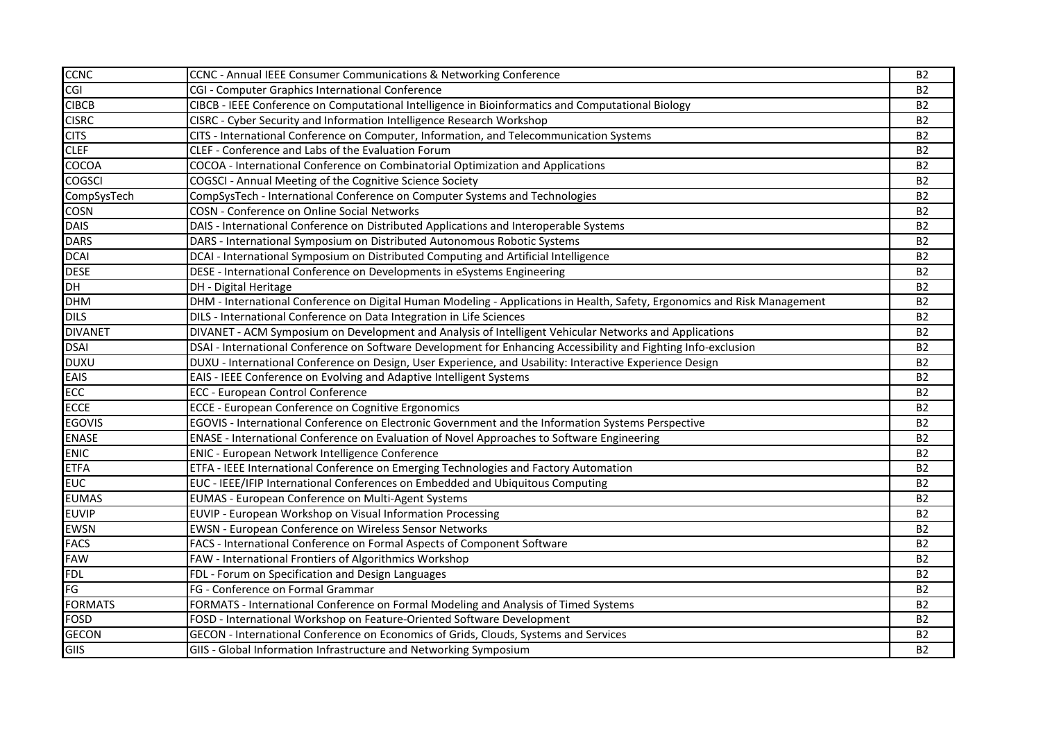| | | |
|---|---|---|
| CCNC | CCNC - Annual IEEE Consumer Communications & Networking Conference | B2 |
| CGI | CGI - Computer Graphics International Conference | B2 |
| CIBCB | CIBCB - IEEE Conference on Computational Intelligence in Bioinformatics and Computational Biology | B2 |
| CISRC | CISRC - Cyber Security and Information Intelligence Research Workshop | B2 |
| CITS | CITS - International Conference on Computer, Information, and Telecommunication Systems | B2 |
| CLEF | CLEF - Conference and Labs of the Evaluation Forum | B2 |
| COCOA | COCOA - International Conference on Combinatorial Optimization and Applications | B2 |
| COGSCI | COGSCI - Annual Meeting of the Cognitive Science Society | B2 |
| CompSysTech | CompSysTech - International Conference on Computer Systems and Technologies | B2 |
| COSN | COSN - Conference on Online Social Networks | B2 |
| DAIS | DAIS - International Conference on Distributed Applications and Interoperable Systems | B2 |
| DARS | DARS - International Symposium on Distributed Autonomous Robotic Systems | B2 |
| DCAI | DCAI - International Symposium on Distributed Computing and Artificial Intelligence | B2 |
| DESE | DESE - International Conference on Developments in eSystems Engineering | B2 |
| DH | DH - Digital Heritage | B2 |
| DHM | DHM - International Conference on Digital Human Modeling - Applications in Health, Safety, Ergonomics and Risk Management | B2 |
| DILS | DILS - International Conference on Data Integration in Life Sciences | B2 |
| DIVANET | DIVANET - ACM Symposium on Development and Analysis of Intelligent Vehicular Networks and Applications | B2 |
| DSAI | DSAI - International Conference on Software Development for Enhancing Accessibility and Fighting Info-exclusion | B2 |
| DUXU | DUXU - International Conference on Design, User Experience, and Usability: Interactive Experience Design | B2 |
| EAIS | EAIS - IEEE Conference on Evolving and Adaptive Intelligent Systems | B2 |
| ECC | ECC - European Control Conference | B2 |
| ECCE | ECCE - European Conference on Cognitive Ergonomics | B2 |
| EGOVIS | EGOVIS - International Conference on Electronic Government and the Information Systems Perspective | B2 |
| ENASE | ENASE - International Conference on Evaluation of Novel Approaches to Software Engineering | B2 |
| ENIC | ENIC - European Network Intelligence Conference | B2 |
| ETFA | ETFA - IEEE International Conference on Emerging Technologies and Factory Automation | B2 |
| EUC | EUC - IEEE/IFIP International Conferences on Embedded and Ubiquitous Computing | B2 |
| EUMAS | EUMAS - European Conference on Multi-Agent Systems | B2 |
| EUVIP | EUVIP - European Workshop on Visual Information Processing | B2 |
| EWSN | EWSN - European Conference on Wireless Sensor Networks | B2 |
| FACS | FACS - International Conference on Formal Aspects of Component Software | B2 |
| FAW | FAW - International Frontiers of Algorithmics Workshop | B2 |
| FDL | FDL - Forum on Specification and Design Languages | B2 |
| FG | FG - Conference on Formal Grammar | B2 |
| FORMATS | FORMATS - International Conference on Formal Modeling and Analysis of Timed Systems | B2 |
| FOSD | FOSD - International Workshop on Feature-Oriented Software Development | B2 |
| GECON | GECON - International Conference on Economics of Grids, Clouds, Systems and Services | B2 |
| GIIS | GIIS - Global Information Infrastructure and Networking Symposium | B2 |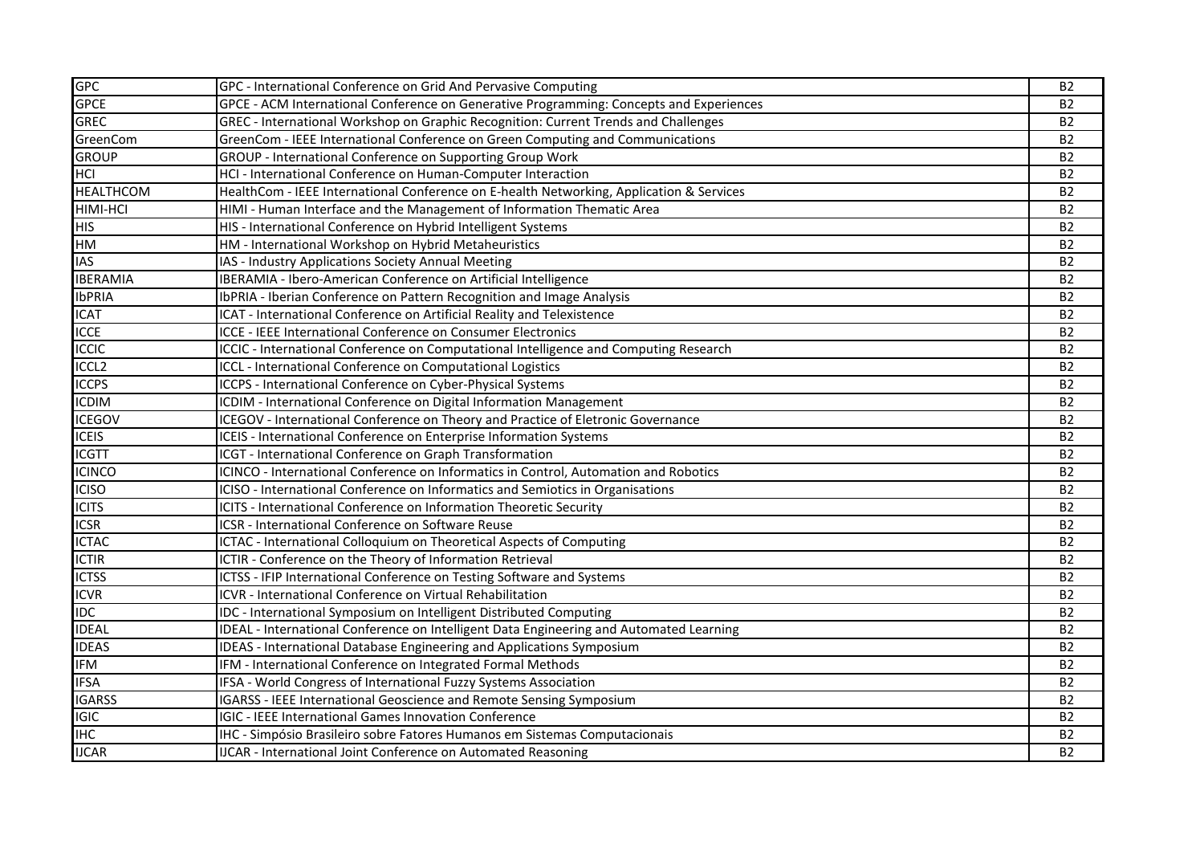| | | |
|---|---|---|
| GPC | GPC - International Conference on Grid And Pervasive Computing | B2 |
| GPCE | GPCE - ACM International Conference on Generative Programming: Concepts and Experiences | B2 |
| GREC | GREC - International Workshop on Graphic Recognition: Current Trends and Challenges | B2 |
| GreenCom | GreenCom - IEEE International Conference on Green Computing and Communications | B2 |
| GROUP | GROUP - International Conference on Supporting Group Work | B2 |
| HCI | HCI - International Conference on Human-Computer Interaction | B2 |
| HEALTHCOM | HealthCom - IEEE International Conference on E-health Networking, Application & Services | B2 |
| HIMI-HCI | HIMI - Human Interface and the Management of Information Thematic Area | B2 |
| HIS | HIS - International Conference on Hybrid Intelligent Systems | B2 |
| HM | HM - International Workshop on Hybrid Metaheuristics | B2 |
| IAS | IAS - Industry Applications Society Annual Meeting | B2 |
| IBERAMIA | IBERAMIA - Ibero-American Conference on Artificial Intelligence | B2 |
| IbPRIA | IbPRIA - Iberian Conference on Pattern Recognition and Image Analysis | B2 |
| ICAT | ICAT - International Conference on Artificial Reality and Telexistence | B2 |
| ICCE | ICCE - IEEE International Conference on Consumer Electronics | B2 |
| ICCIC | ICCIC - International Conference on Computational Intelligence and Computing Research | B2 |
| ICCL2 | ICCL - International Conference on Computational Logistics | B2 |
| ICCPS | ICCPS - International Conference on Cyber-Physical Systems | B2 |
| ICDIM | ICDIM - International Conference on Digital Information Management | B2 |
| ICEGOV | ICEGOV - International Conference on Theory and Practice of Eletronic Governance | B2 |
| ICEIS | ICEIS - International Conference on Enterprise Information Systems | B2 |
| ICGTT | ICGT - International Conference on Graph Transformation | B2 |
| ICINCO | ICINCO - International Conference on Informatics in Control, Automation and Robotics | B2 |
| ICISO | ICISO - International Conference on Informatics and Semiotics in Organisations | B2 |
| ICITS | ICITS - International Conference on Information Theoretic Security | B2 |
| ICSR | ICSR - International Conference on Software Reuse | B2 |
| ICTAC | ICTAC - International Colloquium on Theoretical Aspects of Computing | B2 |
| ICTIR | ICTIR - Conference on the Theory of Information Retrieval | B2 |
| ICTSS | ICTSS - IFIP International Conference on Testing Software and Systems | B2 |
| ICVR | ICVR - International Conference on Virtual Rehabilitation | B2 |
| IDC | IDC - International Symposium on Intelligent Distributed Computing | B2 |
| IDEAL | IDEAL - International Conference on Intelligent Data Engineering and Automated Learning | B2 |
| IDEAS | IDEAS - International Database Engineering and Applications Symposium | B2 |
| IFM | IFM - International Conference on Integrated Formal Methods | B2 |
| IFSA | IFSA - World Congress of International Fuzzy Systems Association | B2 |
| IGARSS | IGARSS - IEEE International Geoscience and Remote Sensing Symposium | B2 |
| IGIC | IGIC - IEEE International Games Innovation Conference | B2 |
| IHC | IHC - Simpósio Brasileiro sobre Fatores Humanos em Sistemas Computacionais | B2 |
| IJCAR | IJCAR - International Joint Conference on Automated Reasoning | B2 |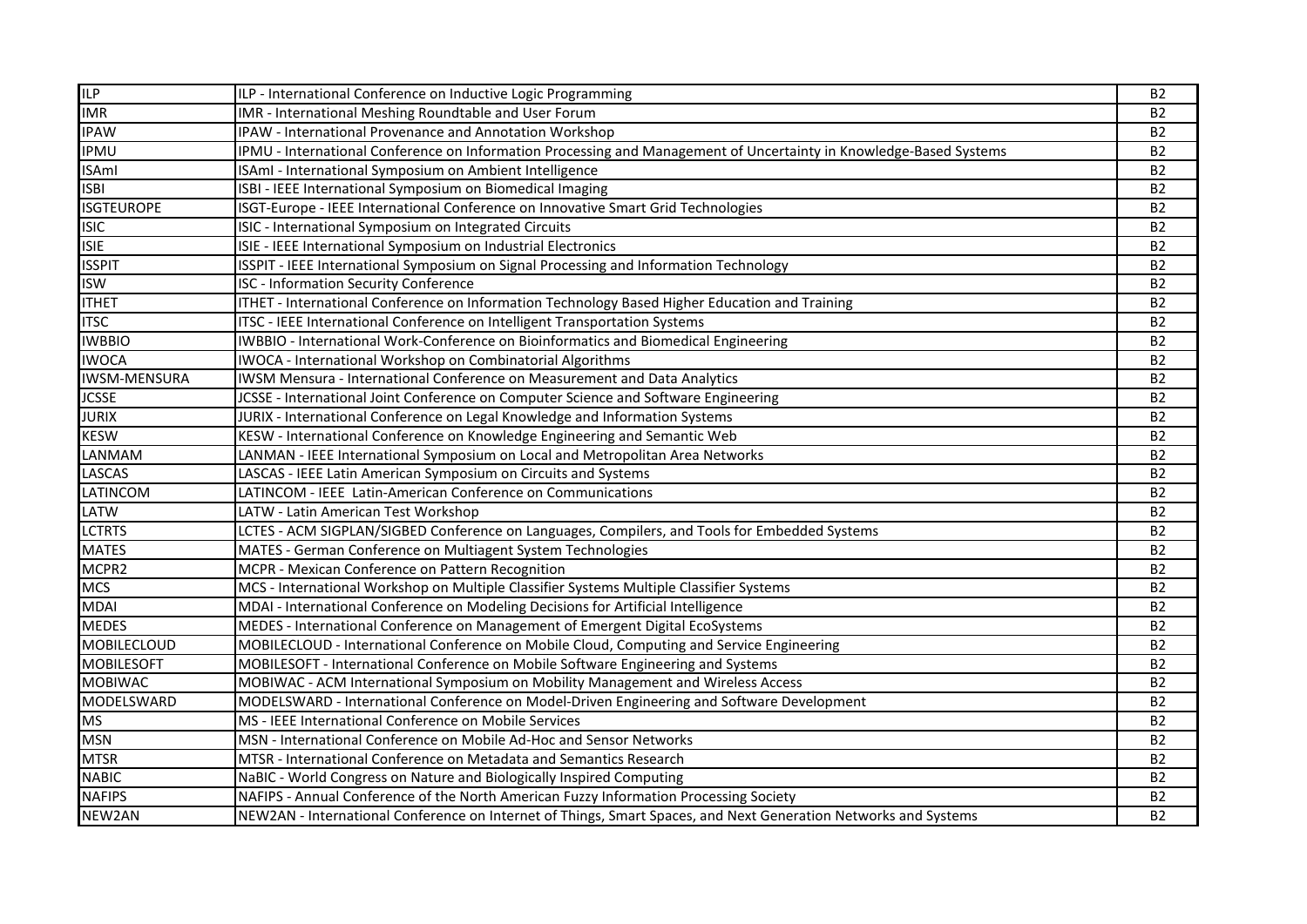| | | |
|---|---|---|
| ILP | ILP - International Conference on Inductive Logic Programming | B2 |
| IMR | IMR - International Meshing Roundtable and User Forum | B2 |
| IPAW | IPAW - International Provenance and Annotation Workshop | B2 |
| IPMU | IPMU - International Conference on Information Processing and Management of Uncertainty in Knowledge-Based Systems | B2 |
| ISAmI | ISAmI - International Symposium on Ambient Intelligence | B2 |
| ISBI | ISBI - IEEE International Symposium on Biomedical Imaging | B2 |
| ISGTEUROPE | ISGT-Europe - IEEE International Conference on Innovative Smart Grid Technologies | B2 |
| ISIC | ISIC - International Symposium on Integrated Circuits | B2 |
| ISIE | ISIE - IEEE International Symposium on Industrial Electronics | B2 |
| ISSPIT | ISSPIT - IEEE International Symposium on Signal Processing and Information Technology | B2 |
| ISW | ISC - Information Security Conference | B2 |
| ITHET | ITHET - International Conference on Information Technology Based Higher Education and Training | B2 |
| ITSC | ITSC - IEEE International Conference on Intelligent Transportation Systems | B2 |
| IWBBIO | IWBBIO - International Work-Conference on Bioinformatics and Biomedical Engineering | B2 |
| IWOCA | IWOCA - International Workshop on Combinatorial Algorithms | B2 |
| IWSM-MENSURA | IWSM Mensura - International Conference on Measurement and Data Analytics | B2 |
| JCSSE | JCSSE - International Joint Conference on Computer Science and Software Engineering | B2 |
| JURIX | JURIX - International Conference on Legal Knowledge and Information Systems | B2 |
| KESW | KESW - International Conference on Knowledge Engineering and Semantic Web | B2 |
| LANMAM | LANMAN - IEEE International Symposium on Local and Metropolitan Area Networks | B2 |
| LASCAS | LASCAS - IEEE Latin American Symposium on Circuits and Systems | B2 |
| LATINCOM | LATINCOM - IEEE Latin-American Conference on Communications | B2 |
| LATW | LATW - Latin American Test Workshop | B2 |
| LCTRTS | LCTES - ACM SIGPLAN/SIGBED Conference on Languages, Compilers, and Tools for Embedded Systems | B2 |
| MATES | MATES - German Conference on Multiagent System Technologies | B2 |
| MCPR2 | MCPR - Mexican Conference on Pattern Recognition | B2 |
| MCS | MCS - International Workshop on Multiple Classifier Systems Multiple Classifier Systems | B2 |
| MDAI | MDAI - International Conference on Modeling Decisions for Artificial Intelligence | B2 |
| MEDES | MEDES - International Conference on Management of Emergent Digital EcoSystems | B2 |
| MOBILECLOUD | MOBILECLOUD - International Conference on Mobile Cloud, Computing and Service Engineering | B2 |
| MOBILESOFT | MOBILESOFT - International Conference on Mobile Software Engineering and Systems | B2 |
| MOBIWAC | MOBIWAC - ACM International Symposium on Mobility Management and Wireless Access | B2 |
| MODELSWARD | MODELSWARD - International Conference on Model-Driven Engineering and Software Development | B2 |
| MS | MS - IEEE International Conference on Mobile Services | B2 |
| MSN | MSN - International Conference on Mobile Ad-Hoc and Sensor Networks | B2 |
| MTSR | MTSR - International Conference on Metadata and Semantics Research | B2 |
| NABIC | NaBIC - World Congress on Nature and Biologically Inspired Computing | B2 |
| NAFIPS | NAFIPS - Annual Conference of the North American Fuzzy Information Processing Society | B2 |
| NEW2AN | NEW2AN - International Conference on Internet of Things, Smart Spaces, and Next Generation Networks and Systems | B2 |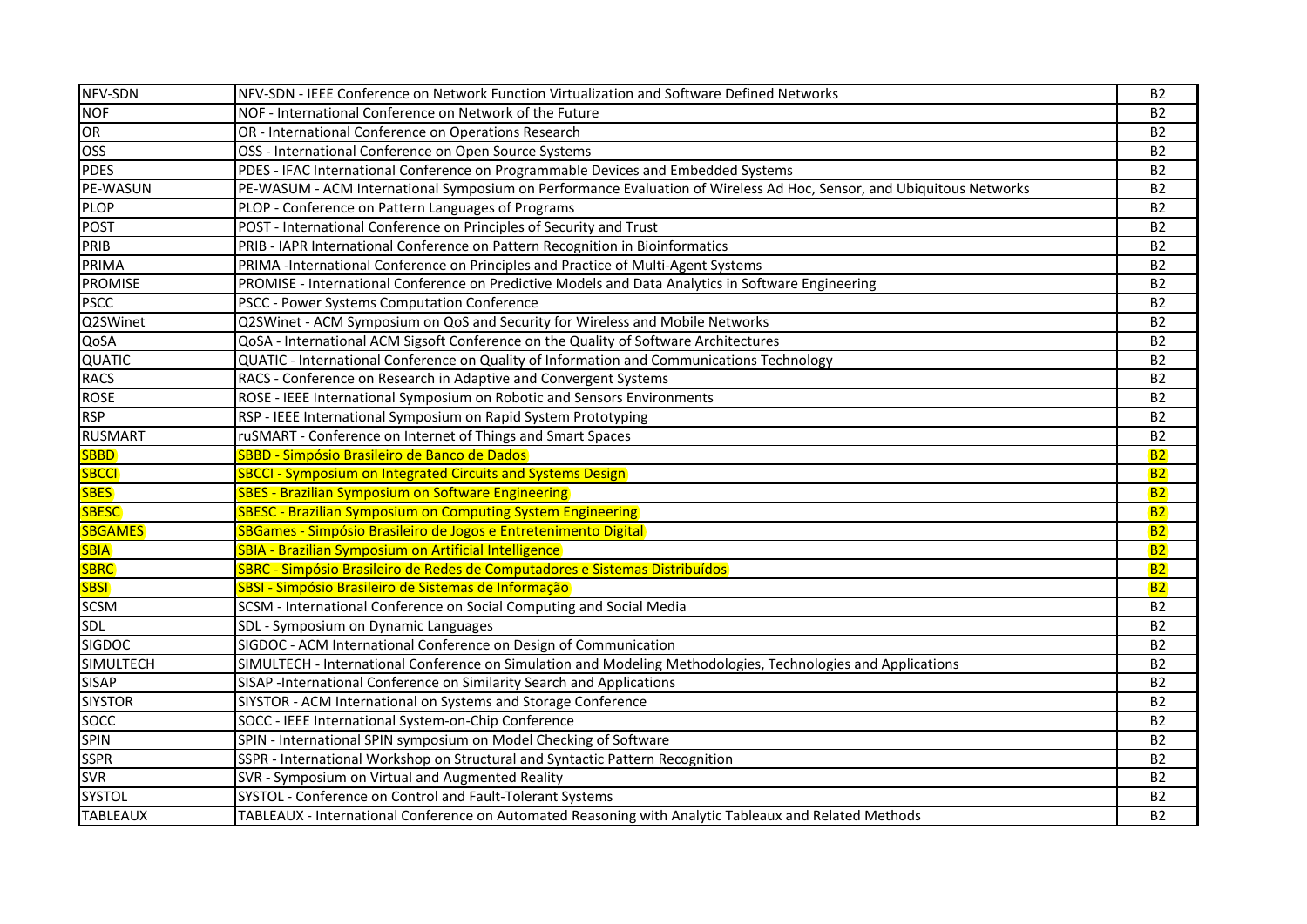| | | |
|---|---|---|
| NFV-SDN | NFV-SDN - IEEE Conference on Network Function Virtualization and Software Defined Networks | B2 |
| NOF | NOF - International Conference on Network of the Future | B2 |
| OR | OR - International Conference on Operations Research | B2 |
| OSS | OSS - International Conference on Open Source Systems | B2 |
| PDES | PDES - IFAC International Conference on Programmable Devices and Embedded Systems | B2 |
| PE-WASUN | PE-WASUM - ACM International Symposium on Performance Evaluation of Wireless Ad Hoc, Sensor, and Ubiquitous Networks | B2 |
| PLOP | PLOP - Conference on Pattern Languages of Programs | B2 |
| POST | POST - International Conference on Principles of Security and Trust | B2 |
| PRIB | PRIB - IAPR International Conference on Pattern Recognition in Bioinformatics | B2 |
| PRIMA | PRIMA -International Conference on Principles and Practice of Multi-Agent Systems | B2 |
| PROMISE | PROMISE - International Conference on Predictive Models and Data Analytics in Software Engineering | B2 |
| PSCC | PSCC - Power Systems Computation Conference | B2 |
| Q2SWinet | Q2SWinet - ACM Symposium on QoS and Security for Wireless and Mobile Networks | B2 |
| QoSA | QoSA - International ACM Sigsoft Conference on the Quality of Software Architectures | B2 |
| QUATIC | QUATIC - International Conference on Quality of Information and Communications Technology | B2 |
| RACS | RACS - Conference on Research in Adaptive and Convergent Systems | B2 |
| ROSE | ROSE - IEEE International Symposium on Robotic and Sensors Environments | B2 |
| RSP | RSP - IEEE International Symposium on Rapid System Prototyping | B2 |
| RUSMART | ruSMART - Conference on Internet of Things and Smart Spaces | B2 |
| SBBD | SBBD - Simpósio Brasileiro de Banco de Dados | B2 |
| SBCCI | SBCCI - Symposium on Integrated Circuits and Systems Design | B2 |
| SBES | SBES - Brazilian Symposium on Software Engineering | B2 |
| SBESC | SBESC - Brazilian Symposium on Computing System Engineering | B2 |
| SBGAMES | SBGames - Simpósio Brasileiro de Jogos e Entretenimento Digital | B2 |
| SBIA | SBIA - Brazilian Symposium on Artificial Intelligence | B2 |
| SBRC | SBRC - Simpósio Brasileiro de Redes de Computadores e Sistemas Distribuídos | B2 |
| SBSI | SBSI - Simpósio Brasileiro de Sistemas de Informação | B2 |
| SCSM | SCSM - International Conference on Social Computing and Social Media | B2 |
| SDL | SDL - Symposium on Dynamic Languages | B2 |
| SIGDOC | SIGDOC - ACM International Conference on Design of Communication | B2 |
| SIMULTECH | SIMULTECH - International Conference on Simulation and Modeling Methodologies, Technologies and Applications | B2 |
| SISAP | SISAP -International Conference on Similarity Search and Applications | B2 |
| SIYSTOR | SIYSTOR - ACM International on Systems and Storage Conference | B2 |
| SOCC | SOCC - IEEE International System-on-Chip Conference | B2 |
| SPIN | SPIN - International SPIN symposium on Model Checking of Software | B2 |
| SSPR | SSPR - International Workshop on Structural and Syntactic Pattern Recognition | B2 |
| SVR | SVR - Symposium on Virtual and Augmented Reality | B2 |
| SYSTOL | SYSTOL - Conference on Control and Fault-Tolerant Systems | B2 |
| TABLEAUX | TABLEAUX - International Conference on Automated Reasoning with Analytic Tableaux and Related Methods | B2 |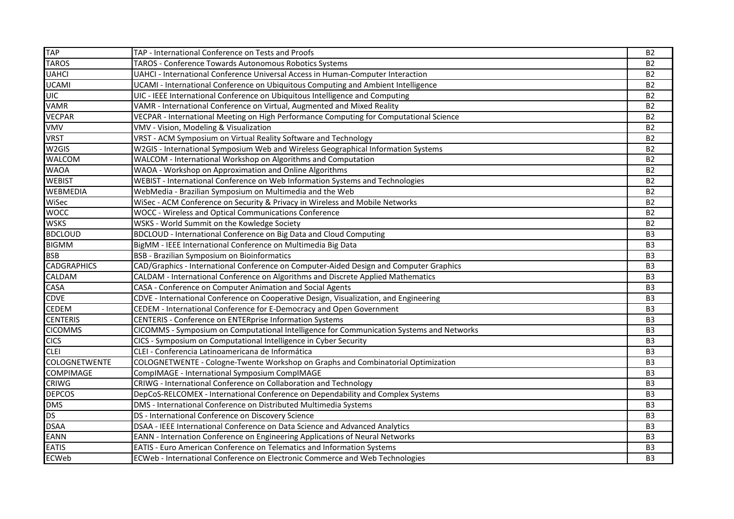| | | |
|---|---|---|
| TAP | TAP - International Conference on Tests and Proofs | B2 |
| TAROS | TAROS - Conference Towards Autonomous Robotics Systems | B2 |
| UAHCI | UAHCI - International Conference Universal Access in Human-Computer Interaction | B2 |
| UCAMI | UCAMI - International Conference on Ubiquitous Computing and Ambient Intelligence | B2 |
| UIC | UIC - IEEE International Conference on Ubiquitous Intelligence and Computing | B2 |
| VAMR | VAMR - International Conference on Virtual, Augmented and Mixed Reality | B2 |
| VECPAR | VECPAR - International Meeting on High Performance Computing for Computational Science | B2 |
| VMV | VMV - Vision, Modeling & Visualization | B2 |
| VRST | VRST - ACM Symposium on Virtual Reality Software and Technology | B2 |
| W2GIS | W2GIS - International Symposium Web and Wireless Geographical Information Systems | B2 |
| WALCOM | WALCOM - International Workshop on Algorithms and Computation | B2 |
| WAOA | WAOA - Workshop on Approximation and Online Algorithms | B2 |
| WEBIST | WEBIST - International Conference on Web Information Systems and Technologies | B2 |
| WEBMEDIA | WebMedia - Brazilian Symposium on Multimedia and the Web | B2 |
| WiSec | WiSec - ACM Conference on Security & Privacy in Wireless and Mobile Networks | B2 |
| WOCC | WOCC - Wireless and Optical Communications Conference | B2 |
| WSKS | WSKS - World Summit on the Kowledge Society | B2 |
| BDCLOUD | BDCLOUD - International Conference on Big Data and Cloud Computing | B3 |
| BIGMM | BigMM - IEEE International Conference on Multimedia Big Data | B3 |
| BSB | BSB - Brazilian Symposium on Bioinformatics | B3 |
| CADGRAPHICS | CAD/Graphics - International Conference on Computer-Aided Design and Computer Graphics | B3 |
| CALDAM | CALDAM - International Conference on Algorithms and Discrete Applied Mathematics | B3 |
| CASA | CASA - Conference on Computer Animation and Social Agents | B3 |
| CDVE | CDVE - International Conference on Cooperative Design, Visualization, and Engineering | B3 |
| CEDEM | CEDEM - International Conference for E-Democracy and Open Government | B3 |
| CENTERIS | CENTERIS - Conference on ENTERprise Information Systems | B3 |
| CICOMMS | CICOMMS - Symposium on Computational Intelligence for Communication Systems and Networks | B3 |
| CICS | CICS - Symposium on Computational Intelligence in Cyber Security | B3 |
| CLEI | CLEI - Conferencia Latinoamericana de Informática | B3 |
| COLOGNETWENTE | COLOGNETWENTE - Cologne-Twente Workshop on Graphs and Combinatorial Optimization | B3 |
| COMPIMAGE | CompIMAGE - International Symposium CompIMAGE | B3 |
| CRIWG | CRIWG - International Conference on Collaboration and Technology | B3 |
| DEPCOS | DepCoS-RELCOMEX - International Conference on Dependability and Complex Systems | B3 |
| DMS | DMS - International Conference on Distributed Multimedia Systems | B3 |
| DS | DS - International Conference on Discovery Science | B3 |
| DSAA | DSAA - IEEE International Conference on Data Science and Advanced Analytics | B3 |
| EANN | EANN - Internation Conference on Engineering Applications of Neural Networks | B3 |
| EATIS | EATIS - Euro American Conference on Telematics and Information Systems | B3 |
| ECWeb | ECWeb - International Conference on Electronic Commerce and Web Technologies | B3 |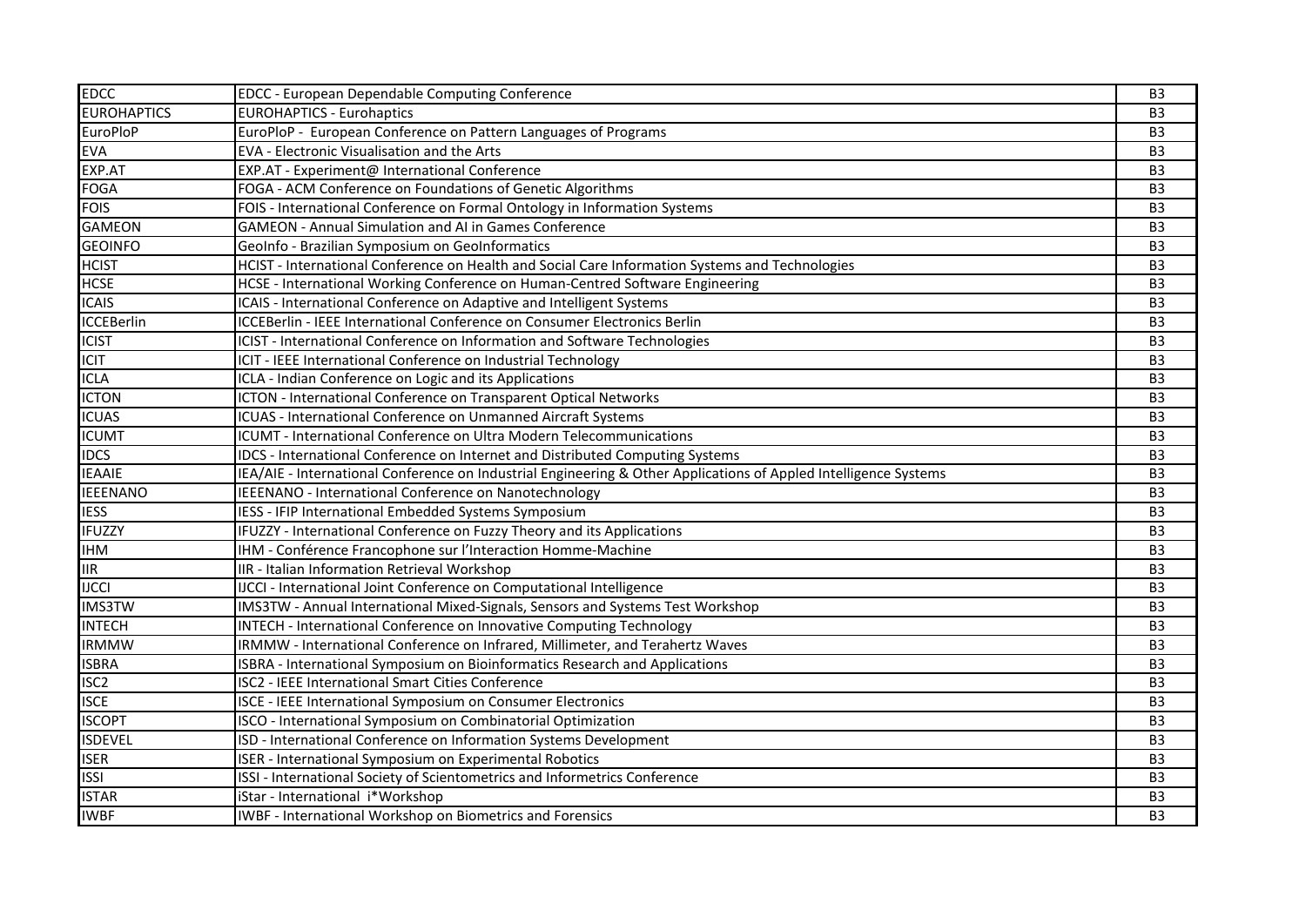| | | |
|---|---|---|
| EDCC | EDCC - European Dependable Computing Conference | B3 |
| EUROHAPTICS | EUROHAPTICS - Eurohaptics | B3 |
| EuroPloP | EuroPloP - European Conference on Pattern Languages of Programs | B3 |
| EVA | EVA - Electronic Visualisation and the Arts | B3 |
| EXP.AT | EXP.AT - Experiment@ International Conference | B3 |
| FOGA | FOGA - ACM Conference on Foundations of Genetic Algorithms | B3 |
| FOIS | FOIS - International Conference on Formal Ontology in Information Systems | B3 |
| GAMEON | GAMEON - Annual Simulation and AI in Games Conference | B3 |
| GEOINFO | GeoInfo - Brazilian Symposium on GeoInformatics | B3 |
| HCIST | HCIST - International Conference on Health and Social Care Information Systems and Technologies | B3 |
| HCSE | HCSE - International Working Conference on Human-Centred Software Engineering | B3 |
| ICAIS | ICAIS - International Conference on Adaptive and Intelligent Systems | B3 |
| ICCEBerlin | ICCEBerlin - IEEE International Conference on Consumer Electronics Berlin | B3 |
| ICIST | ICIST - International Conference on Information and Software Technologies | B3 |
| ICIT | ICIT - IEEE International Conference on Industrial Technology | B3 |
| ICLA | ICLA - Indian Conference on Logic and its Applications | B3 |
| ICTON | ICTON - International Conference on Transparent Optical Networks | B3 |
| ICUAS | ICUAS - International Conference on Unmanned Aircraft Systems | B3 |
| ICUMT | ICUMT - International Conference on Ultra Modern Telecommunications | B3 |
| IDCS | IDCS - International Conference on Internet and Distributed Computing Systems | B3 |
| IEAAIE | IEA/AIE - International Conference on Industrial Engineering & Other Applications of Appled Intelligence Systems | B3 |
| IEEENANO | IEEENANO - International Conference on Nanotechnology | B3 |
| IESS | IESS - IFIP International Embedded Systems Symposium | B3 |
| IFUZZY | IFUZZY - International Conference on Fuzzy Theory and its Applications | B3 |
| IHM | IHM - Conférence Francophone sur l'Interaction Homme-Machine | B3 |
| IIR | IIR - Italian Information Retrieval Workshop | B3 |
| IJCCI | IJCCI - International Joint Conference on Computational Intelligence | B3 |
| IMS3TW | IMS3TW - Annual International Mixed-Signals, Sensors and Systems Test Workshop | B3 |
| INTECH | INTECH - International Conference on Innovative Computing Technology | B3 |
| IRMMW | IRMMW - International Conference on Infrared, Millimeter, and Terahertz Waves | B3 |
| ISBRA | ISBRA - International Symposium on Bioinformatics Research and Applications | B3 |
| ISC2 | ISC2 - IEEE International Smart Cities Conference | B3 |
| ISCE | ISCE - IEEE International Symposium on Consumer Electronics | B3 |
| ISCOPT | ISCO - International Symposium on Combinatorial Optimization | B3 |
| ISDEVEL | ISD - International Conference on Information Systems Development | B3 |
| ISER | ISER - International Symposium on Experimental Robotics | B3 |
| ISSI | ISSI - International Society of Scientometrics and Informetrics Conference | B3 |
| ISTAR | iStar - International i*Workshop | B3 |
| IWBF | IWBF - International Workshop on Biometrics and Forensics | B3 |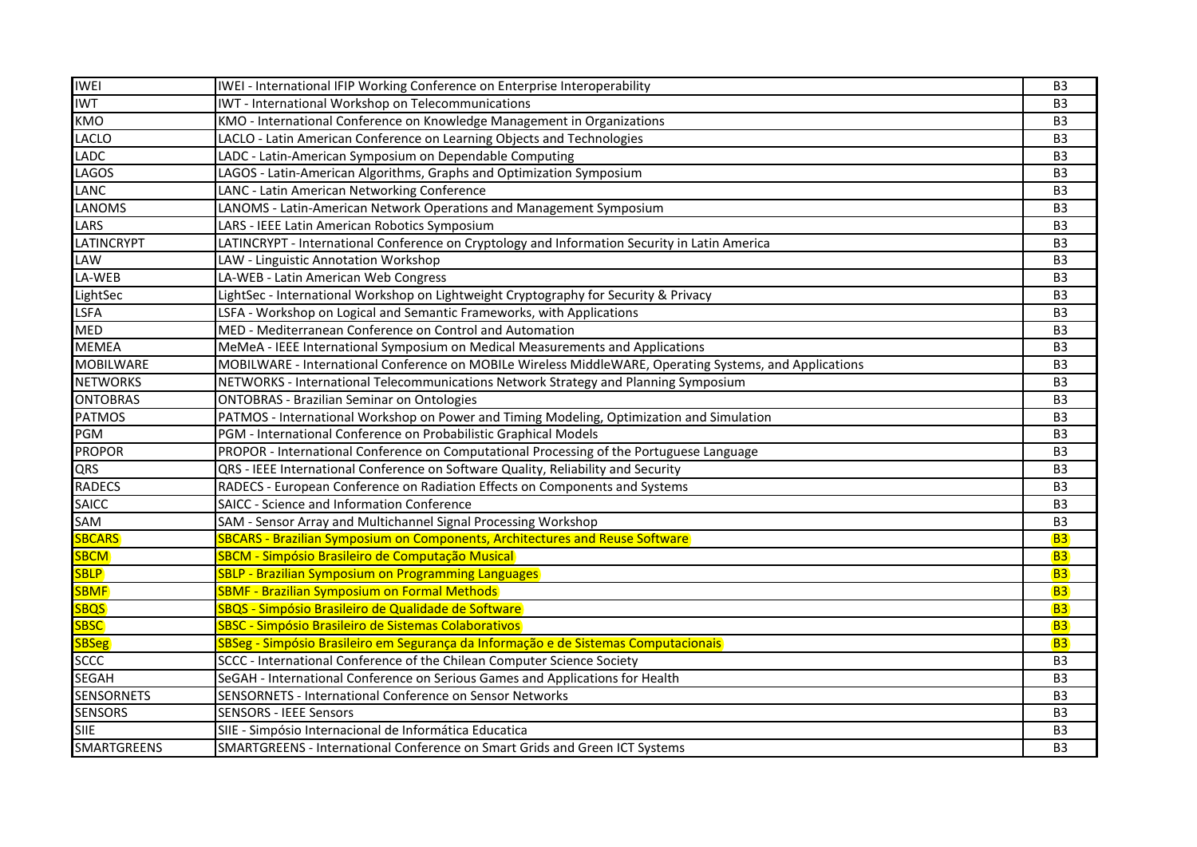| | | |
|---|---|---|
| IWEI | IWEI - International IFIP Working Conference on Enterprise Interoperability | B3 |
| IWT | IWT - International Workshop on Telecommunications | B3 |
| KMO | KMO - International Conference on Knowledge Management in Organizations | B3 |
| LACLO | LACLO - Latin American Conference on Learning Objects and Technologies | B3 |
| LADC | LADC - Latin-American Symposium on Dependable Computing | B3 |
| LAGOS | LAGOS - Latin-American Algorithms, Graphs and Optimization Symposium | B3 |
| LANC | LANC - Latin American Networking Conference | B3 |
| LANOMS | LANOMS - Latin-American Network Operations and Management Symposium | B3 |
| LARS | LARS - IEEE Latin American Robotics Symposium | B3 |
| LATINCRYPT | LATINCRYPT - International Conference on Cryptology and Information Security in Latin America | B3 |
| LAW | LAW - Linguistic Annotation Workshop | B3 |
| LA-WEB | LA-WEB - Latin American Web Congress | B3 |
| LightSec | LightSec - International Workshop on Lightweight Cryptography for Security & Privacy | B3 |
| LSFA | LSFA - Workshop on Logical and Semantic Frameworks, with Applications | B3 |
| MED | MED - Mediterranean Conference on Control and Automation | B3 |
| MEMEA | MeMeA - IEEE International Symposium on Medical Measurements and Applications | B3 |
| MOBILWARE | MOBILWARE - International Conference on MOBILe Wireless MiddleWARE, Operating Systems, and Applications | B3 |
| NETWORKS | NETWORKS - International Telecommunications Network Strategy and Planning Symposium | B3 |
| ONTOBRAS | ONTOBRAS - Brazilian Seminar on Ontologies | B3 |
| PATMOS | PATMOS - International Workshop on Power and Timing Modeling, Optimization and Simulation | B3 |
| PGM | PGM - International Conference on Probabilistic Graphical Models | B3 |
| PROPOR | PROPOR - International Conference on Computational Processing of the Portuguese Language | B3 |
| QRS | QRS - IEEE International Conference on Software Quality, Reliability and Security | B3 |
| RADECS | RADECS - European Conference on Radiation Effects on Components and Systems | B3 |
| SAICC | SAICC - Science and Information Conference | B3 |
| SAM | SAM - Sensor Array and Multichannel Signal Processing Workshop | B3 |
| SBCARS | SBCARS - Brazilian Symposium on Components, Architectures and Reuse Software | B3 |
| SBCM | SBCM - Simpósio Brasileiro de Computação Musical | B3 |
| SBLP | SBLP - Brazilian Symposium on Programming Languages | B3 |
| SBMF | SBMF - Brazilian Symposium on Formal Methods | B3 |
| SBQS | SBQS - Simpósio Brasileiro de Qualidade de Software | B3 |
| SBSC | SBSC - Simpósio Brasileiro de Sistemas Colaborativos | B3 |
| SBSeg | SBSeg - Simpósio Brasileiro em Segurança da Informação e de Sistemas Computacionais | B3 |
| SCCC | SCCC - International Conference of the Chilean Computer Science Society | B3 |
| SEGAH | SeGAH - International Conference on Serious Games and Applications for Health | B3 |
| SENSORNETS | SENSORNETS - International Conference on Sensor Networks | B3 |
| SENSORS | SENSORS - IEEE Sensors | B3 |
| SIIE | SIIE - Simpósio Internacional de Informática Educatica | B3 |
| SMARTGREENS | SMARTGREENS - International Conference on Smart Grids and Green ICT Systems | B3 |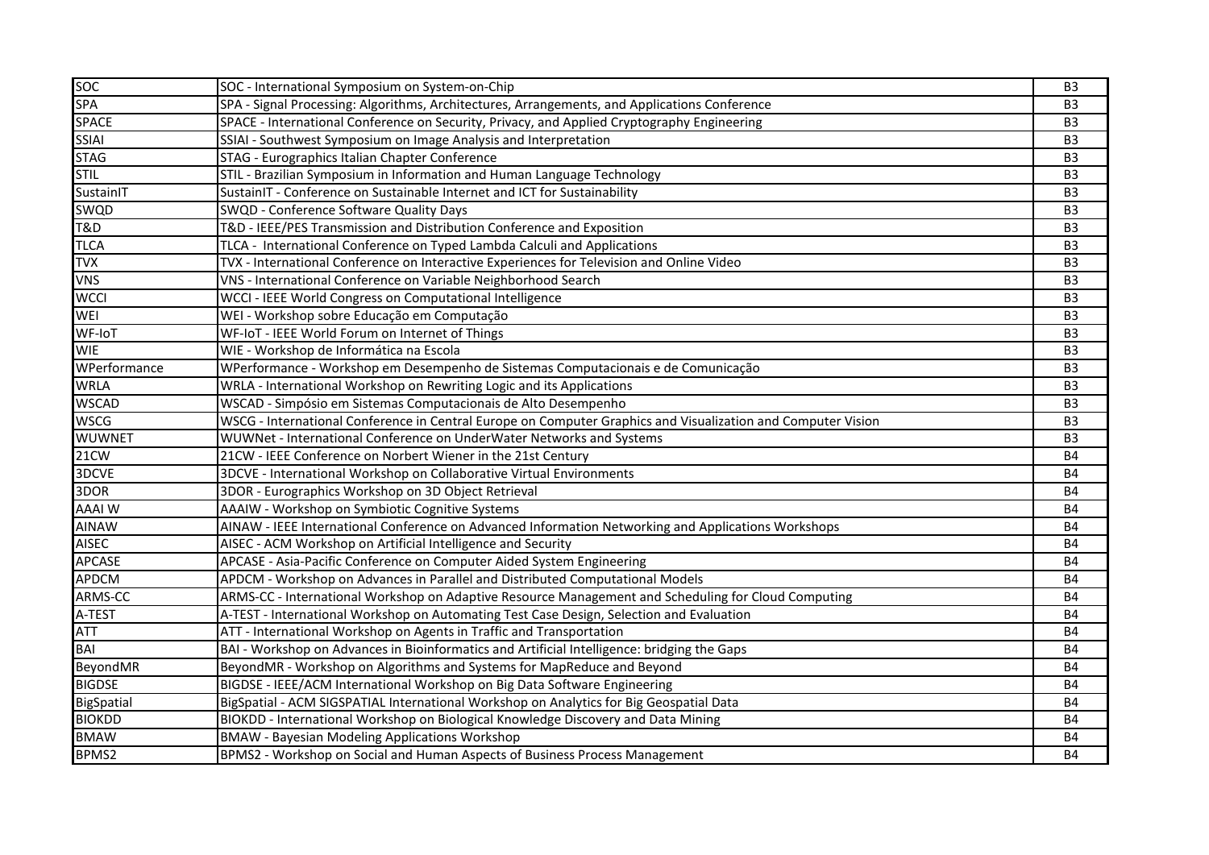| | | |
|---|---|---|
| SOC | SOC - International Symposium on System-on-Chip | B3 |
| SPA | SPA - Signal Processing: Algorithms, Architectures, Arrangements, and Applications Conference | B3 |
| SPACE | SPACE - International Conference on Security, Privacy, and Applied Cryptography Engineering | B3 |
| SSIAI | SSIAI - Southwest Symposium on Image Analysis and Interpretation | B3 |
| STAG | STAG - Eurographics Italian Chapter Conference | B3 |
| STIL | STIL - Brazilian Symposium in Information and Human Language Technology | B3 |
| SustainIT | SustainIT - Conference on Sustainable Internet and ICT for Sustainability | B3 |
| SWQD | SWQD - Conference Software Quality Days | B3 |
| T&D | T&D - IEEE/PES Transmission and Distribution Conference and Exposition | B3 |
| TLCA | TLCA - International Conference on Typed Lambda Calculi and Applications | B3 |
| TVX | TVX - International Conference on Interactive Experiences for Television and Online Video | B3 |
| VNS | VNS - International Conference on Variable Neighborhood Search | B3 |
| WCCI | WCCI - IEEE World Congress on Computational Intelligence | B3 |
| WEI | WEI - Workshop sobre Educação em Computação | B3 |
| WF-IoT | WF-IoT - IEEE World Forum on Internet of Things | B3 |
| WIE | WIE - Workshop de Informática na Escola | B3 |
| WPerformance | WPerformance - Workshop em Desempenho de Sistemas Computacionais e de Comunicação | B3 |
| WRLA | WRLA - International Workshop on Rewriting Logic and its Applications | B3 |
| WSCAD | WSCAD - Simpósio em Sistemas Computacionais de Alto Desempenho | B3 |
| WSCG | WSCG - International Conference in Central Europe on Computer Graphics and Visualization and Computer Vision | B3 |
| WUWNET | WUWNet - International Conference on UnderWater Networks and Systems | B3 |
| 21CW | 21CW - IEEE Conference on Norbert Wiener in the 21st Century | B4 |
| 3DCVE | 3DCVE - International Workshop on Collaborative Virtual Environments | B4 |
| 3DOR | 3DOR - Eurographics Workshop on 3D Object Retrieval | B4 |
| AAAI W | AAAIW - Workshop on Symbiotic Cognitive Systems | B4 |
| AINAW | AINAW - IEEE International Conference on Advanced Information Networking and Applications Workshops | B4 |
| AISEC | AISEC - ACM Workshop on Artificial Intelligence and Security | B4 |
| APCASE | APCASE - Asia-Pacific Conference on Computer Aided System Engineering | B4 |
| APDCM | APDCM - Workshop on Advances in Parallel and Distributed Computational Models | B4 |
| ARMS-CC | ARMS-CC - International Workshop on Adaptive Resource Management and Scheduling for Cloud Computing | B4 |
| A-TEST | A-TEST - International Workshop on Automating Test Case Design, Selection and Evaluation | B4 |
| ATT | ATT - International Workshop on Agents in Traffic and Transportation | B4 |
| BAI | BAI - Workshop on Advances in Bioinformatics and Artificial Intelligence: bridging the Gaps | B4 |
| BeyondMR | BeyondMR - Workshop on Algorithms and Systems for MapReduce and Beyond | B4 |
| BIGDSE | BIGDSE - IEEE/ACM International Workshop on Big Data Software Engineering | B4 |
| BigSpatial | BigSpatial - ACM SIGSPATIAL International Workshop on Analytics for Big Geospatial Data | B4 |
| BIOKDD | BIOKDD - International Workshop on Biological Knowledge Discovery and Data Mining | B4 |
| BMAW | BMAW - Bayesian Modeling Applications Workshop | B4 |
| BPMS2 | BPMS2 - Workshop on Social and Human Aspects of Business Process Management | B4 |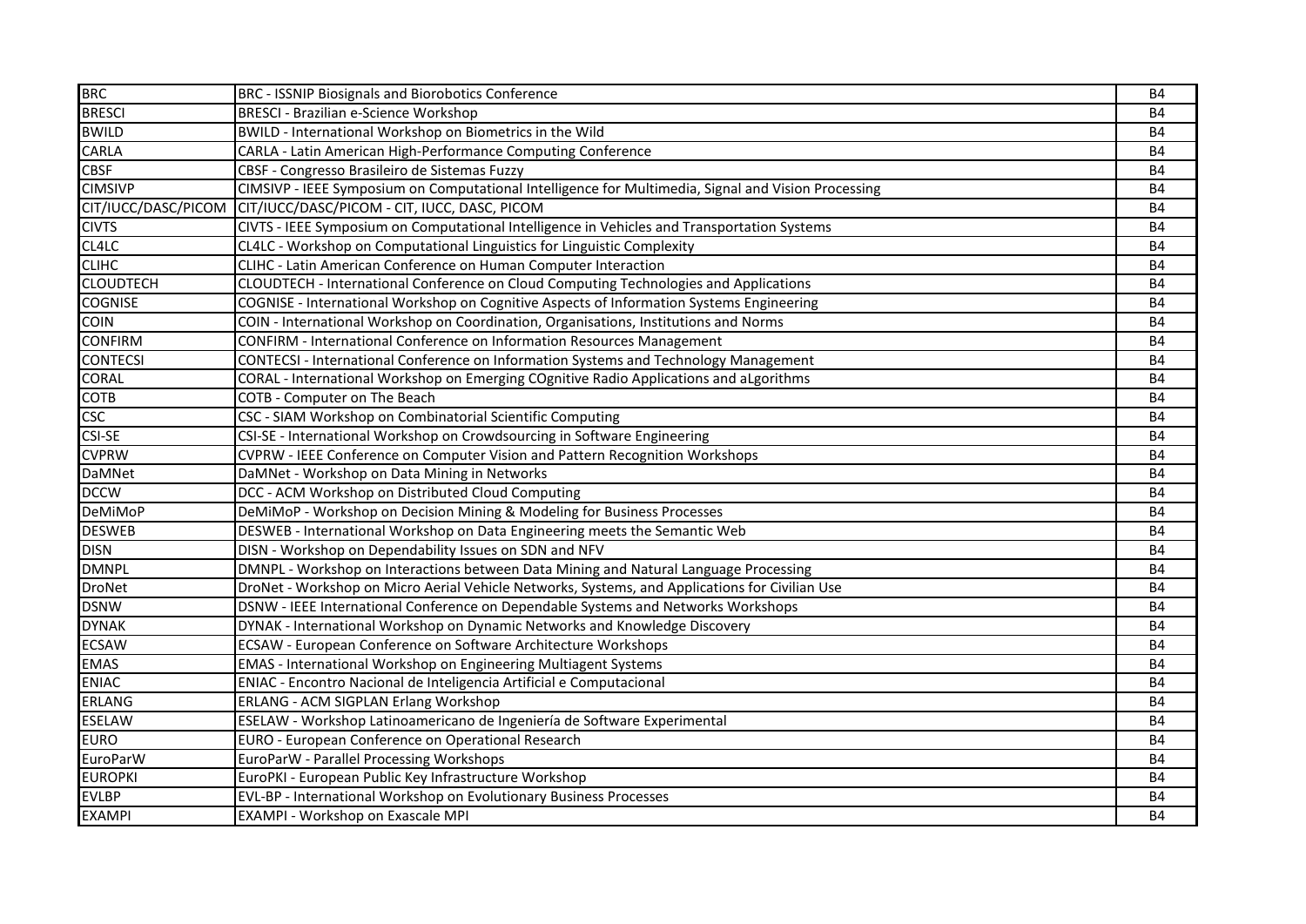| BRC | BRC - ISSNIP Biosignals and Biorobotics Conference | B4 |
|---|---|---|
| BRESCI | BRESCI - Brazilian e-Science Workshop | B4 |
| BWILD | BWILD - International Workshop on Biometrics in the Wild | B4 |
| CARLA | CARLA - Latin American High-Performance Computing Conference | B4 |
| CBSF | CBSF - Congresso Brasileiro de Sistemas Fuzzy | B4 |
| CIMSIVP | CIMSIVP - IEEE Symposium on Computational Intelligence for Multimedia, Signal and Vision Processing | B4 |
| CIT/IUCC/DASC/PICOM | CIT/IUCC/DASC/PICOM - CIT, IUCC, DASC, PICOM | B4 |
| CIVTS | CIVTS - IEEE Symposium on Computational Intelligence in Vehicles and Transportation Systems | B4 |
| CL4LC | CL4LC - Workshop on Computational Linguistics for Linguistic Complexity | B4 |
| CLIHC | CLIHC - Latin American Conference on Human Computer Interaction | B4 |
| CLOUDTECH | CLOUDTECH - International Conference on Cloud Computing Technologies and Applications | B4 |
| COGNISE | COGNISE - International Workshop on Cognitive Aspects of Information Systems Engineering | B4 |
| COIN | COIN - International Workshop on Coordination, Organisations, Institutions and Norms | B4 |
| CONFIRM | CONFIRM - International Conference on Information Resources Management | B4 |
| CONTECSI | CONTECSI - International Conference on Information Systems and Technology Management | B4 |
| CORAL | CORAL - International Workshop on Emerging COgnitive Radio Applications and aLgorithms | B4 |
| COTB | COTB - Computer on The Beach | B4 |
| CSC | CSC - SIAM Workshop on Combinatorial Scientific Computing | B4 |
| CSI-SE | CSI-SE - International Workshop on Crowdsourcing in Software Engineering | B4 |
| CVPRW | CVPRW - IEEE Conference on Computer Vision and Pattern Recognition Workshops | B4 |
| DaMNet | DaMNet - Workshop on Data Mining in Networks | B4 |
| DCCW | DCC - ACM Workshop on Distributed Cloud Computing | B4 |
| DeMiMoP | DeMiMoP - Workshop on Decision Mining & Modeling for Business Processes | B4 |
| DESWEB | DESWEB - International Workshop on Data Engineering meets the Semantic Web | B4 |
| DISN | DISN - Workshop on Dependability Issues on SDN and NFV | B4 |
| DMNPL | DMNPL - Workshop on Interactions between Data Mining and Natural Language Processing | B4 |
| DroNet | DroNet - Workshop on Micro Aerial Vehicle Networks, Systems, and Applications for Civilian Use | B4 |
| DSNW | DSNW - IEEE International Conference on Dependable Systems and Networks Workshops | B4 |
| DYNAK | DYNAK - International Workshop on Dynamic Networks and Knowledge Discovery | B4 |
| ECSAW | ECSAW - European Conference on Software Architecture Workshops | B4 |
| EMAS | EMAS - International Workshop on Engineering Multiagent Systems | B4 |
| ENIAC | ENIAC - Encontro Nacional de Inteligencia Artificial e Computacional | B4 |
| ERLANG | ERLANG - ACM SIGPLAN Erlang Workshop | B4 |
| ESELAW | ESELAW - Workshop Latinoamericano de Ingeniería de Software Experimental | B4 |
| EURO | EURO - European Conference on Operational Research | B4 |
| EuroParW | EuroParW - Parallel Processing Workshops | B4 |
| EUROPKI | EuroPKI - European Public Key Infrastructure Workshop | B4 |
| EVLBP | EVL-BP - International Workshop on Evolutionary Business Processes | B4 |
| EXAMPI | EXAMPI - Workshop on Exascale MPI | B4 |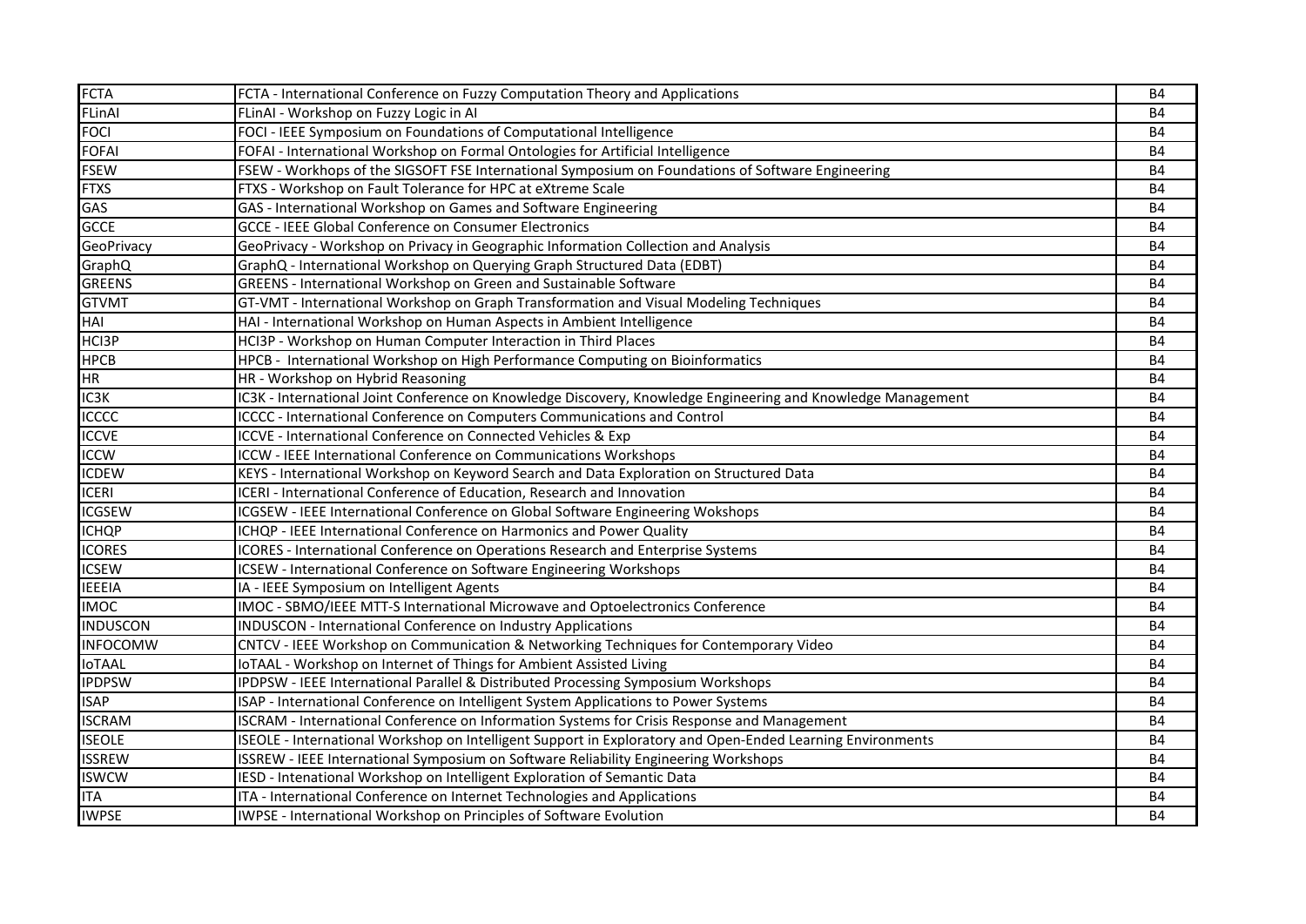| | | |
|---|---|---|
| FCTA | FCTA - International Conference on Fuzzy Computation Theory and Applications | B4 |
| FLinAI | FLinAI - Workshop on Fuzzy Logic in AI | B4 |
| FOCI | FOCI - IEEE Symposium on Foundations of Computational Intelligence | B4 |
| FOFAI | FOFAI - International Workshop on Formal Ontologies for Artificial Intelligence | B4 |
| FSEW | FSEW - Workhops of the SIGSOFT FSE International Symposium on Foundations of Software Engineering | B4 |
| FTXS | FTXS - Workshop on Fault Tolerance for HPC at eXtreme Scale | B4 |
| GAS | GAS - International Workshop on Games and Software Engineering | B4 |
| GCCE | GCCE - IEEE Global Conference on Consumer Electronics | B4 |
| GeoPrivacy | GeoPrivacy - Workshop on Privacy in Geographic Information Collection and Analysis | B4 |
| GraphQ | GraphQ - International Workshop on Querying Graph Structured Data (EDBT) | B4 |
| GREENS | GREENS - International Workshop on Green and Sustainable Software | B4 |
| GTVMT | GT-VMT - International Workshop on Graph Transformation and Visual Modeling Techniques | B4 |
| HAI | HAI - International Workshop on Human Aspects in Ambient Intelligence | B4 |
| HCI3P | HCI3P - Workshop on Human Computer Interaction in Third Places | B4 |
| HPCB | HPCB - International Workshop on High Performance Computing on Bioinformatics | B4 |
| HR | HR - Workshop on Hybrid Reasoning | B4 |
| IC3K | IC3K - International Joint Conference on Knowledge Discovery, Knowledge Engineering and Knowledge Management | B4 |
| ICCCC | ICCCC - International Conference on Computers Communications and Control | B4 |
| ICCVE | ICCVE - International Conference on Connected Vehicles & Exp | B4 |
| ICCW | ICCW - IEEE International Conference on Communications Workshops | B4 |
| ICDEW | KEYS - International Workshop on Keyword Search and Data Exploration on Structured Data | B4 |
| ICERI | ICERI - International Conference of Education, Research and Innovation | B4 |
| ICGSEW | ICGSEW - IEEE International Conference on Global Software Engineering Wokshops | B4 |
| ICHQP | ICHQP - IEEE International Conference on Harmonics and Power Quality | B4 |
| ICORES | ICORES - International Conference on Operations Research and Enterprise Systems | B4 |
| ICSEW | ICSEW - International Conference on Software Engineering Workshops | B4 |
| IEEEIA | IA - IEEE Symposium on Intelligent Agents | B4 |
| IMOC | IMOC - SBMO/IEEE MTT-S International Microwave and Optoelectronics Conference | B4 |
| INDUSCON | INDUSCON - International Conference on Industry Applications | B4 |
| INFOCOMW | CNTCV - IEEE Workshop on Communication & Networking Techniques for Contemporary Video | B4 |
| IoTAAL | IoTAAL - Workshop on Internet of Things for Ambient Assisted Living | B4 |
| IPDPSW | IPDPSW - IEEE International Parallel & Distributed Processing Symposium Workshops | B4 |
| ISAP | ISAP - International Conference on Intelligent System Applications to Power Systems | B4 |
| ISCRAM | ISCRAM - International Conference on Information Systems for Crisis Response and Management | B4 |
| ISEOLE | ISEOLE - International Workshop on Intelligent Support in Exploratory and Open-Ended Learning Environments | B4 |
| ISSREW | ISSREW - IEEE International Symposium on Software Reliability Engineering Workshops | B4 |
| ISWCW | IESD - Intenational Workshop on Intelligent Exploration of Semantic Data | B4 |
| ITA | ITA - International Conference on Internet Technologies and Applications | B4 |
| IWPSE | IWPSE - International Workshop on Principles of Software Evolution | B4 |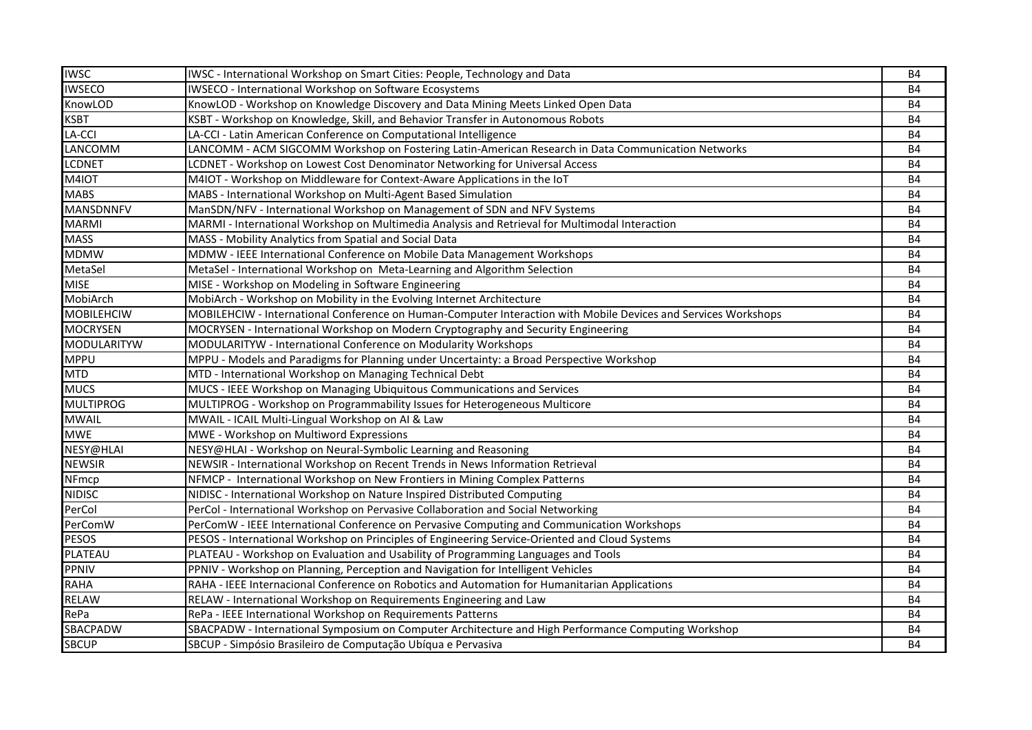| | | |
|---|---|---|
| IWSC | IWSC - International Workshop on Smart Cities: People, Technology and Data | B4 |
| IWSECO | IWSECO - International Workshop on Software Ecosystems | B4 |
| KnowLOD | KnowLOD - Workshop on Knowledge Discovery and Data Mining Meets Linked Open Data | B4 |
| KSBT | KSBT - Workshop on Knowledge, Skill, and Behavior Transfer in Autonomous Robots | B4 |
| LA-CCI | LA-CCI - Latin American Conference on Computational Intelligence | B4 |
| LANCOMM | LANCOMM - ACM SIGCOMM Workshop on Fostering Latin-American Research in Data Communication Networks | B4 |
| LCDNET | LCDNET - Workshop on Lowest Cost Denominator Networking for Universal Access | B4 |
| M4IOT | M4IOT - Workshop on Middleware for Context-Aware Applications in the IoT | B4 |
| MABS | MABS - International Workshop on Multi-Agent Based Simulation | B4 |
| MANSDNNFV | ManSDN/NFV - International Workshop on Management of SDN and NFV Systems | B4 |
| MARMI | MARMI - International Workshop on Multimedia Analysis and Retrieval for Multimodal Interaction | B4 |
| MASS | MASS - Mobility Analytics from Spatial and Social Data | B4 |
| MDMW | MDMW - IEEE International Conference on Mobile Data Management Workshops | B4 |
| MetaSel | MetaSel - International Workshop on Meta-Learning and Algorithm Selection | B4 |
| MISE | MISE - Workshop on Modeling in Software Engineering | B4 |
| MobiArch | MobiArch - Workshop on Mobility in the Evolving Internet Architecture | B4 |
| MOBILEHCIW | MOBILEHCIW - International Conference on Human-Computer Interaction with Mobile Devices and Services Workshops | B4 |
| MOCRYSEN | MOCRYSEN - International Workshop on Modern Cryptography and Security Engineering | B4 |
| MODULARITYW | MODULARITYW - International Conference on Modularity Workshops | B4 |
| MPPU | MPPU - Models and Paradigms for Planning under Uncertainty: a Broad Perspective Workshop | B4 |
| MTD | MTD - International Workshop on Managing Technical Debt | B4 |
| MUCS | MUCS - IEEE Workshop on Managing Ubiquitous Communications and Services | B4 |
| MULTIPROG | MULTIPROG - Workshop on Programmability Issues for Heterogeneous Multicore | B4 |
| MWAIL | MWAIL - ICAIL Multi-Lingual Workshop on AI & Law | B4 |
| MWE | MWE - Workshop on Multiword Expressions | B4 |
| NESY@HLAI | NESY@HLAI - Workshop on Neural-Symbolic Learning and Reasoning | B4 |
| NEWSIR | NEWSIR - International Workshop on Recent Trends in News Information Retrieval | B4 |
| NFmcp | NFMCP - International Workshop on New Frontiers in Mining Complex Patterns | B4 |
| NIDISC | NIDISC - International Workshop on Nature Inspired Distributed Computing | B4 |
| PerCol | PerCol - International Workshop on Pervasive Collaboration and Social Networking | B4 |
| PerComW | PerComW - IEEE International Conference on Pervasive Computing and Communication Workshops | B4 |
| PESOS | PESOS - International Workshop on Principles of Engineering Service-Oriented and Cloud Systems | B4 |
| PLATEAU | PLATEAU - Workshop on Evaluation and Usability of Programming Languages and Tools | B4 |
| PPNIV | PPNIV - Workshop on Planning, Perception and Navigation for Intelligent Vehicles | B4 |
| RAHA | RAHA - IEEE Internacional Conference on Robotics and Automation for Humanitarian Applications | B4 |
| RELAW | RELAW - International Workshop on Requirements Engineering and Law | B4 |
| RePa | RePa - IEEE International Workshop on Requirements Patterns | B4 |
| SBACPADW | SBACPADW - International Symposium on Computer Architecture and High Performance Computing Workshop | B4 |
| SBCUP | SBCUP - Simpósio Brasileiro de Computação Ubíqua e Pervasiva | B4 |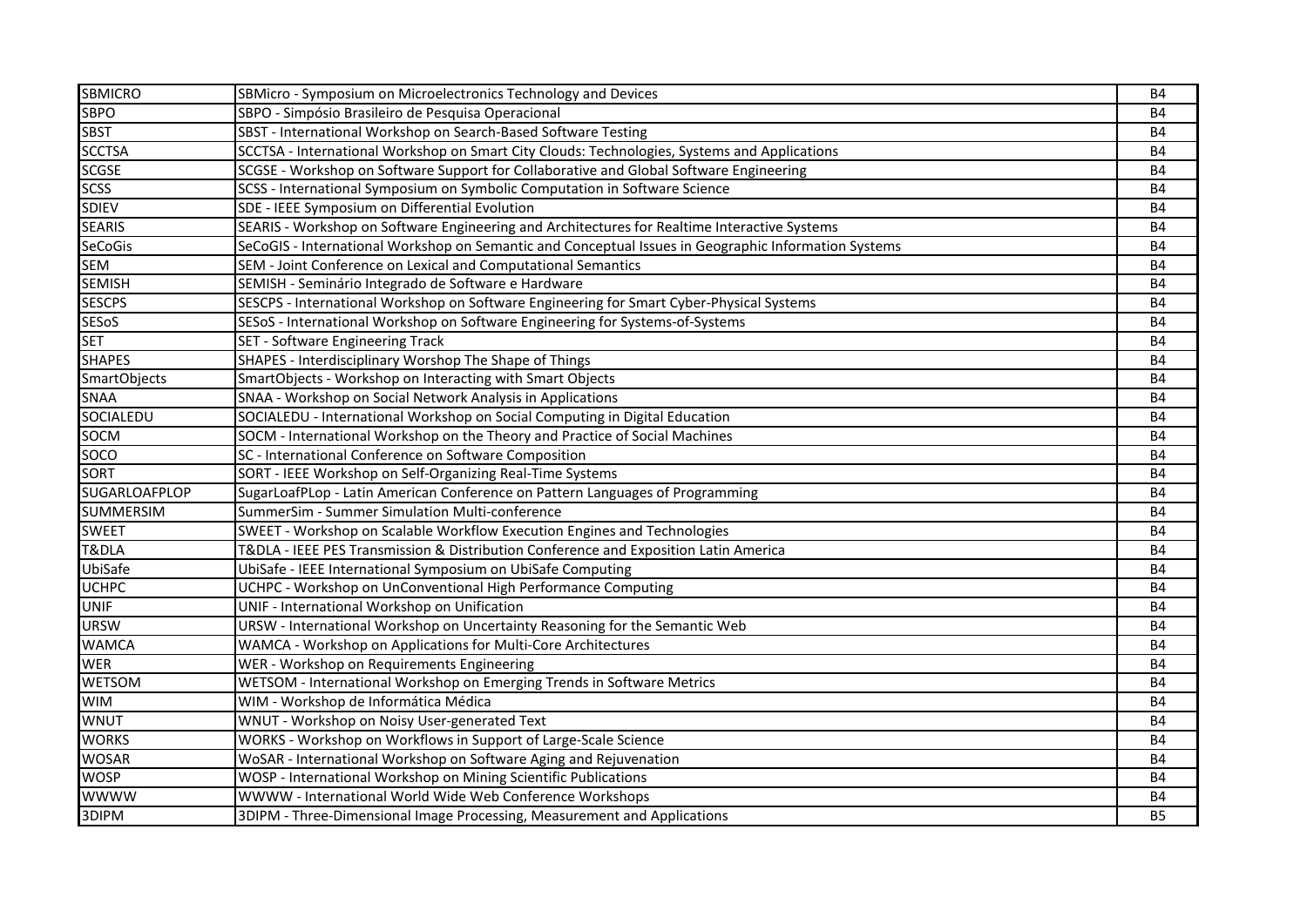| | | |
|---|---|---|
| SBMICRO | SBMicro - Symposium on Microelectronics Technology and Devices | B4 |
| SBPO | SBPO - Simpósio Brasileiro de Pesquisa Operacional | B4 |
| SBST | SBST - International Workshop on Search-Based Software Testing | B4 |
| SCCTSA | SCCTSA - International Workshop on Smart City Clouds: Technologies, Systems and Applications | B4 |
| SCGSE | SCGSE - Workshop on Software Support for Collaborative and Global Software Engineering | B4 |
| SCSS | SCSS - International Symposium on Symbolic Computation in Software Science | B4 |
| SDIEV | SDE - IEEE Symposium on Differential Evolution | B4 |
| SEARIS | SEARIS - Workshop on Software Engineering and Architectures for Realtime Interactive Systems | B4 |
| SeCoGis | SeCoGIS - International Workshop on Semantic and Conceptual Issues in Geographic Information Systems | B4 |
| SEM | SEM - Joint Conference on Lexical and Computational Semantics | B4 |
| SEMISH | SEMISH - Seminário Integrado de Software e Hardware | B4 |
| SESCPS | SESCPS - International Workshop on Software Engineering for Smart Cyber-Physical Systems | B4 |
| SESoS | SESoS - International Workshop on Software Engineering for Systems-of-Systems | B4 |
| SET | SET - Software Engineering Track | B4 |
| SHAPES | SHAPES - Interdisciplinary Worshop The Shape of Things | B4 |
| SmartObjects | SmartObjects - Workshop on Interacting with Smart Objects | B4 |
| SNAA | SNAA - Workshop on Social Network Analysis in Applications | B4 |
| SOCIALEDU | SOCIALEDU - International Workshop on Social Computing in Digital Education | B4 |
| SOCM | SOCM - International Workshop on the Theory and Practice of Social Machines | B4 |
| SOCO | SC - International Conference on Software Composition | B4 |
| SORT | SORT - IEEE Workshop on Self-Organizing Real-Time Systems | B4 |
| SUGARLOAFPLOP | SugarLoafPLop - Latin American Conference on Pattern Languages of Programming | B4 |
| SUMMERSIM | SummerSim - Summer Simulation Multi-conference | B4 |
| SWEET | SWEET - Workshop on Scalable Workflow Execution Engines and Technologies | B4 |
| T&DLA | T&DLA - IEEE PES Transmission & Distribution Conference and Exposition Latin America | B4 |
| UbiSafe | UbiSafe - IEEE International Symposium on UbiSafe Computing | B4 |
| UCHPC | UCHPC - Workshop on UnConventional High Performance Computing | B4 |
| UNIF | UNIF - International Workshop on Unification | B4 |
| URSW | URSW - International Workshop on Uncertainty Reasoning for the Semantic Web | B4 |
| WAMCA | WAMCA - Workshop on Applications for Multi-Core Architectures | B4 |
| WER | WER - Workshop on Requirements Engineering | B4 |
| WETSOM | WETSOM - International Workshop on Emerging Trends in Software Metrics | B4 |
| WIM | WIM - Workshop de Informática Médica | B4 |
| WNUT | WNUT - Workshop on Noisy User-generated Text | B4 |
| WORKS | WORKS - Workshop on Workflows in Support of Large-Scale Science | B4 |
| WOSAR | WoSAR - International Workshop on Software Aging and Rejuvenation | B4 |
| WOSP | WOSP - International Workshop on Mining Scientific Publications | B4 |
| WWWW | WWWW - International World Wide Web Conference Workshops | B4 |
| 3DIPM | 3DIPM - Three-Dimensional Image Processing, Measurement and Applications | B5 |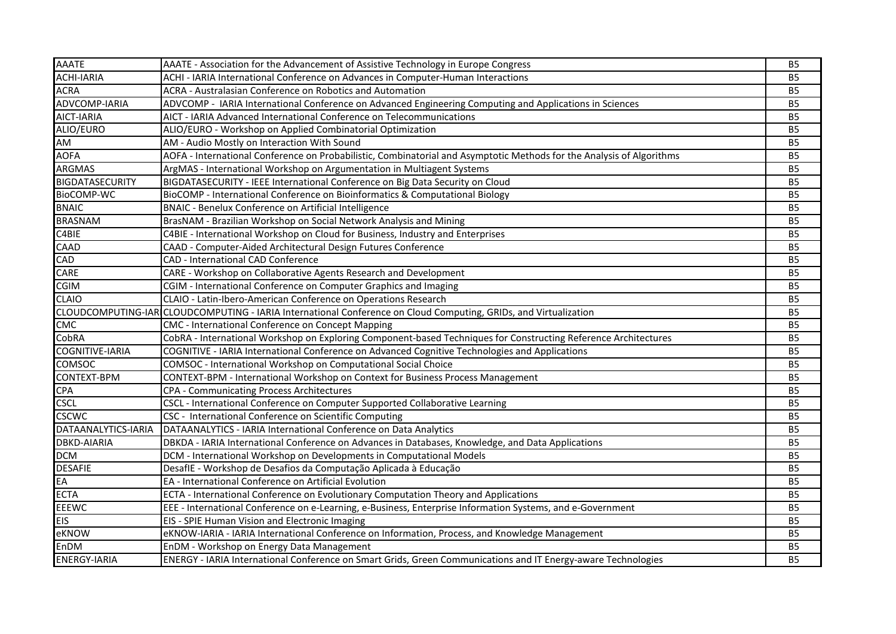| | | |
|---|---|---|
| AAATE | AAATE - Association for the Advancement of Assistive Technology in Europe Congress | B5 |
| ACHI-IARIA | ACHI - IARIA International Conference on Advances in Computer-Human Interactions | B5 |
| ACRA | ACRA - Australasian Conference on Robotics and Automation | B5 |
| ADVCOMP-IARIA | ADVCOMP - IARIA International Conference on Advanced Engineering Computing and Applications in Sciences | B5 |
| AICT-IARIA | AICT - IARIA Advanced International Conference on Telecommunications | B5 |
| ALIO/EURO | ALIO/EURO - Workshop on Applied Combinatorial Optimization | B5 |
| AM | AM - Audio Mostly on Interaction With Sound | B5 |
| AOFA | AOFA - International Conference on Probabilistic, Combinatorial and Asymptotic Methods for the Analysis of Algorithms | B5 |
| ARGMAS | ArgMAS - International Workshop on Argumentation in Multiagent Systems | B5 |
| BIGDATASECURITY | BIGDATASECURITY - IEEE International Conference on Big Data Security on Cloud | B5 |
| BioCOMP-WC | BioCOMP - International Conference on Bioinformatics & Computational Biology | B5 |
| BNAIC | BNAIC - Benelux Conference on Artificial Intelligence | B5 |
| BRASNAM | BrasNAM - Brazilian Workshop on Social Network Analysis and Mining | B5 |
| C4BIE | C4BIE - International Workshop on Cloud for Business, Industry and Enterprises | B5 |
| CAAD | CAAD - Computer-Aided Architectural Design Futures Conference | B5 |
| CAD | CAD - International CAD Conference | B5 |
| CARE | CARE - Workshop on Collaborative Agents Research and Development | B5 |
| CGIM | CGIM - International Conference on Computer Graphics and Imaging | B5 |
| CLAIO | CLAIO - Latin-Ibero-American Conference on Operations Research | B5 |
| CLOUDCOMPUTING-IAR | CLOUDCOMPUTING - IARIA International Conference on Cloud Computing, GRIDs, and Virtualization | B5 |
| CMC | CMC - International Conference on Concept Mapping | B5 |
| CobRA | CobRA - International Workshop on Exploring Component-based Techniques for Constructing Reference Architectures | B5 |
| COGNITIVE-IARIA | COGNITIVE - IARIA International Conference on Advanced Cognitive Technologies and Applications | B5 |
| COMSOC | COMSOC - International Workshop on Computational Social Choice | B5 |
| CONTEXT-BPM | CONTEXT-BPM - International Workshop on Context for Business Process Management | B5 |
| CPA | CPA - Communicating Process Architectures | B5 |
| CSCL | CSCL - International Conference on Computer Supported Collaborative Learning | B5 |
| CSCWC | CSC - International Conference on Scientific Computing | B5 |
| DATAANALYTICS-IARIA | DATAANALYTICS - IARIA International Conference on Data Analytics | B5 |
| DBKD-AIARIA | DBKDA - IARIA International Conference on Advances in Databases, Knowledge, and Data Applications | B5 |
| DCM | DCM - International Workshop on Developments in Computational Models | B5 |
| DESAFIE | DesafIE - Workshop de Desafios da Computação Aplicada à Educação | B5 |
| EA | EA - International Conference on Artificial Evolution | B5 |
| ECTA | ECTA - International Conference on Evolutionary Computation Theory and Applications | B5 |
| EEEWC | EEE - International Conference on e-Learning, e-Business, Enterprise Information Systems, and e-Government | B5 |
| EIS | EIS - SPIE Human Vision and Electronic Imaging | B5 |
| eKNOW | eKNOW-IARIA - IARIA International Conference on Information, Process, and Knowledge Management | B5 |
| EnDM | EnDM - Workshop on Energy Data Management | B5 |
| ENERGY-IARIA | ENERGY - IARIA International Conference on Smart Grids, Green Communications and IT Energy-aware Technologies | B5 |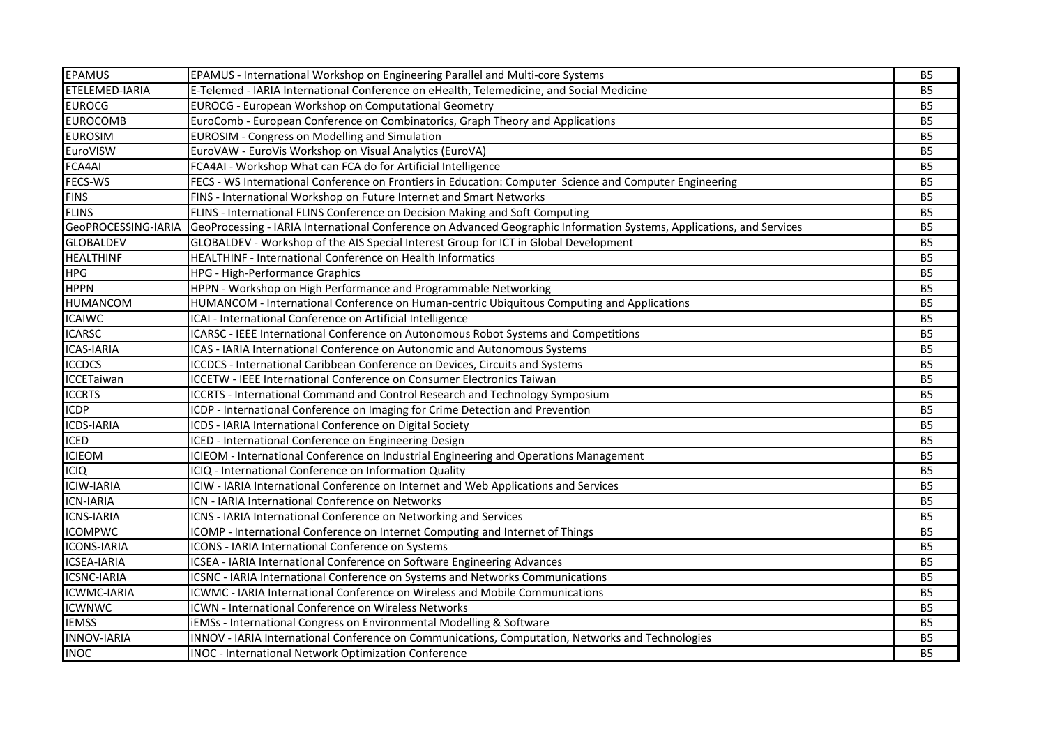| EPAMUS | EPAMUS - International Workshop on Engineering Parallel and Multi-core Systems | B5 |
|---|---|---|
| ETELEMED-IARIA | E-Telemed - IARIA International Conference on eHealth, Telemedicine, and Social Medicine | B5 |
| EUROCG | EUROCG - European Workshop on Computational Geometry | B5 |
| EUROCOMB | EuroComb - European Conference on Combinatorics, Graph Theory and Applications | B5 |
| EUROSIM | EUROSIM - Congress on Modelling and Simulation | B5 |
| EuroVISW | EuroVAW - EuroVis Workshop on Visual Analytics (EuroVA) | B5 |
| FCA4AI | FCA4AI - Workshop What can FCA do for Artificial Intelligence | B5 |
| FECS-WS | FECS - WS International Conference on Frontiers in Education: Computer Science and Computer Engineering | B5 |
| FINS | FINS - International Workshop on Future Internet and Smart Networks | B5 |
| FLINS | FLINS - International FLINS Conference on Decision Making and Soft Computing | B5 |
| GeoPROCESSING-IARIA | GeoProcessing - IARIA International Conference on Advanced Geographic Information Systems, Applications, and Services | B5 |
| GLOBALDEV | GLOBALDEV - Workshop of the AIS Special Interest Group for ICT in Global Development | B5 |
| HEALTHINF | HEALTHINF - International Conference on Health Informatics | B5 |
| HPG | HPG - High-Performance Graphics | B5 |
| HPPN | HPPN - Workshop on High Performance and Programmable Networking | B5 |
| HUMANCOM | HUMANCOM - International Conference on Human-centric Ubiquitous Computing and Applications | B5 |
| ICAIWC | ICAI - International Conference on Artificial Intelligence | B5 |
| ICARSC | ICARSC - IEEE International Conference on Autonomous Robot Systems and Competitions | B5 |
| ICAS-IARIA | ICAS - IARIA International Conference on Autonomic and Autonomous Systems | B5 |
| ICCDCS | ICCDCS - International Caribbean Conference on Devices, Circuits and Systems | B5 |
| ICCETaiwan | ICCETW - IEEE International Conference on Consumer Electronics Taiwan | B5 |
| ICCRTS | ICCRTS - International Command and Control Research and Technology Symposium | B5 |
| ICDP | ICDP - International Conference on Imaging for Crime Detection and Prevention | B5 |
| ICDS-IARIA | ICDS - IARIA International Conference on Digital Society | B5 |
| ICED | ICED - International Conference on Engineering Design | B5 |
| ICIEOM | ICIEOM - International Conference on Industrial Engineering and Operations Management | B5 |
| ICIQ | ICIQ - International Conference on Information Quality | B5 |
| ICIW-IARIA | ICIW - IARIA International Conference on Internet and Web Applications and Services | B5 |
| ICN-IARIA | ICN - IARIA International Conference on Networks | B5 |
| ICNS-IARIA | ICNS - IARIA International Conference on Networking and Services | B5 |
| ICOMPWC | ICOMP - International Conference on Internet Computing and Internet of Things | B5 |
| ICONS-IARIA | ICONS - IARIA International Conference on Systems | B5 |
| ICSEA-IARIA | ICSEA - IARIA International Conference on Software Engineering Advances | B5 |
| ICSNC-IARIA | ICSNC - IARIA International Conference on Systems and Networks Communications | B5 |
| ICWMC-IARIA | ICWMC - IARIA International Conference on Wireless and Mobile Communications | B5 |
| ICWNWC | ICWN - International Conference on Wireless Networks | B5 |
| IEMSS | iEMSs - International Congress on Environmental Modelling & Software | B5 |
| INNOV-IARIA | INNOV - IARIA International Conference on Communications, Computation, Networks and Technologies | B5 |
| INOC | INOC - International Network Optimization Conference | B5 |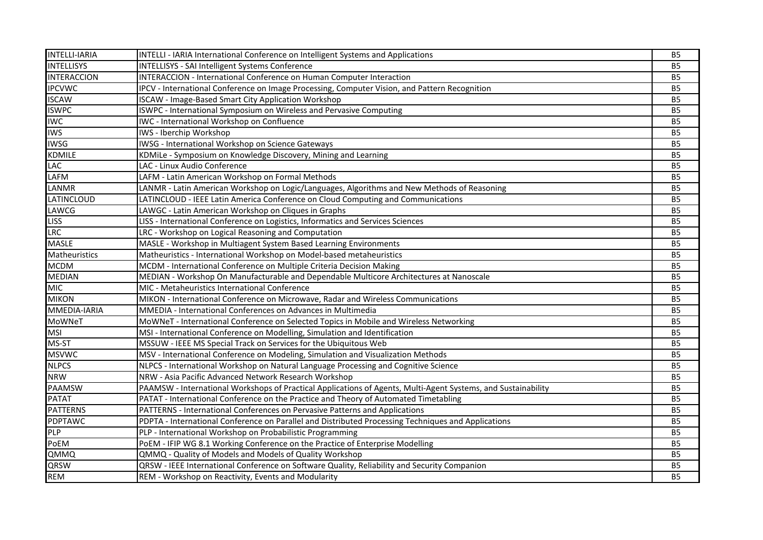| | | |
|---|---|---|
| INTELLI-IARIA | INTELLI - IARIA International Conference on Intelligent Systems and Applications | B5 |
| INTELLISYS | INTELLISYS - SAI Intelligent Systems Conference | B5 |
| INTERACCION | INTERACCION - International Conference on Human Computer Interaction | B5 |
| IPCVWC | IPCV - International Conference on Image Processing, Computer Vision, and Pattern Recognition | B5 |
| ISCAW | ISCAW - Image-Based Smart City Application Workshop | B5 |
| ISWPC | ISWPC - International Symposium on Wireless and Pervasive Computing | B5 |
| IWC | IWC - International Workshop on Confluence | B5 |
| IWS | IWS - Iberchip Workshop | B5 |
| IWSG | IWSG - International Workshop on Science Gateways | B5 |
| KDMILE | KDMiLe - Symposium on Knowledge Discovery, Mining and Learning | B5 |
| LAC | LAC - Linux Audio Conference | B5 |
| LAFM | LAFM - Latin American Workshop on Formal Methods | B5 |
| LANMR | LANMR - Latin American Workshop on Logic/Languages, Algorithms and New Methods of Reasoning | B5 |
| LATINCLOUD | LATINCLOUD - IEEE Latin America Conference on Cloud Computing and Communications | B5 |
| LAWCG | LAWGC - Latin American Workshop on Cliques in Graphs | B5 |
| LISS | LISS - International Conference on Logistics, Informatics and Services Sciences | B5 |
| LRC | LRC - Workshop on Logical Reasoning and Computation | B5 |
| MASLE | MASLE - Workshop in Multiagent System Based Learning Environments | B5 |
| Matheuristics | Matheuristics - International Workshop on Model-based metaheuristics | B5 |
| MCDM | MCDM - International Conference on Multiple Criteria Decision Making | B5 |
| MEDIAN | MEDIAN - Workshop On Manufacturable and Dependable Multicore Architectures at Nanoscale | B5 |
| MIC | MIC - Metaheuristics International Conference | B5 |
| MIKON | MIKON - International Conference on Microwave, Radar and Wireless Communications | B5 |
| MMEDIA-IARIA | MMEDIA - International Conferences on Advances in Multimedia | B5 |
| MoWNeT | MoWNeT - International Conference on Selected Topics in Mobile and Wireless Networking | B5 |
| MSI | MSI - International Conference on Modelling, Simulation and Identification | B5 |
| MS-ST | MSSUW - IEEE MS Special Track on Services for the Ubiquitous Web | B5 |
| MSVWC | MSV - International Conference on Modeling, Simulation and Visualization Methods | B5 |
| NLPCS | NLPCS - International Workshop on Natural Language Processing and Cognitive Science | B5 |
| NRW | NRW - Asia Pacific Advanced Network Research Workshop | B5 |
| PAAMSW | PAAMSW - International Workshops of Practical Applications of Agents, Multi-Agent Systems, and Sustainability | B5 |
| PATAT | PATAT - International Conference on the Practice and Theory of Automated Timetabling | B5 |
| PATTERNS | PATTERNS - International Conferences on Pervasive Patterns and Applications | B5 |
| PDPTAWC | PDPTA - International Conference on Parallel and Distributed Processing Techniques and Applications | B5 |
| PLP | PLP - International Workshop on Probabilistic Programming | B5 |
| PoEM | PoEM - IFIP WG 8.1 Working Conference on the Practice of Enterprise Modelling | B5 |
| QMMQ | QMMQ - Quality of Models and Models of Quality Workshop | B5 |
| QRSW | QRSW - IEEE International Conference on Software Quality, Reliability and Security Companion | B5 |
| REM | REM - Workshop on Reactivity, Events and Modularity | B5 |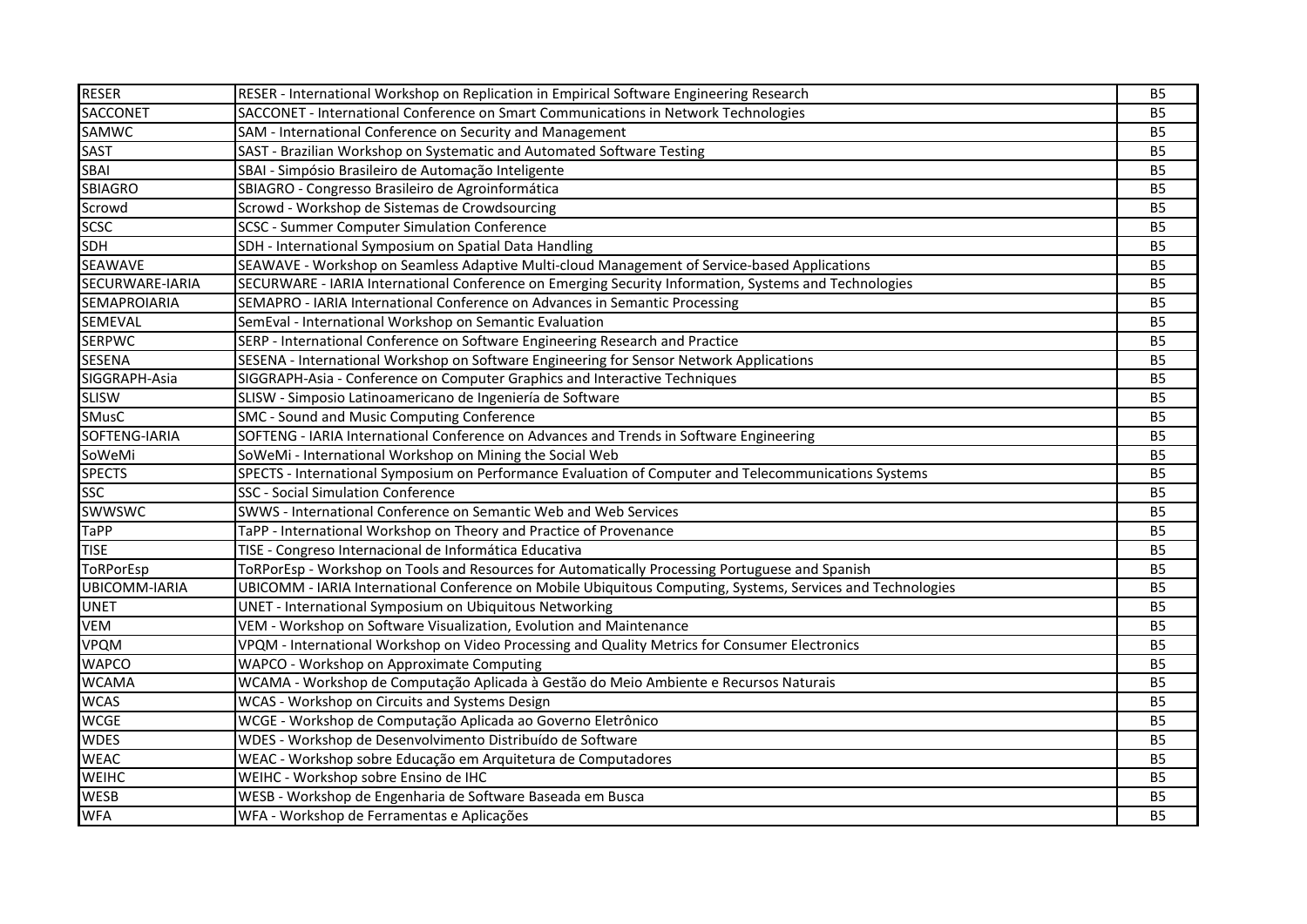| | | |
|---|---|---|
| RESER | RESER - International Workshop on Replication in Empirical Software Engineering Research | B5 |
| SACCONET | SACCONET - International Conference on Smart Communications in Network Technologies | B5 |
| SAMWC | SAM - International Conference on Security and Management | B5 |
| SAST | SAST - Brazilian Workshop on Systematic and Automated Software Testing | B5 |
| SBAI | SBAI - Simpósio Brasileiro de Automação Inteligente | B5 |
| SBIAGRO | SBIAGRO - Congresso Brasileiro de Agroinformática | B5 |
| Scrowd | Scrowd - Workshop de Sistemas de Crowdsourcing | B5 |
| SCSC | SCSC - Summer Computer Simulation Conference | B5 |
| SDH | SDH - International Symposium on Spatial Data Handling | B5 |
| SEAWAVE | SEAWAVE - Workshop on Seamless Adaptive Multi-cloud Management of Service-based Applications | B5 |
| SECURWARE-IARIA | SECURWARE - IARIA International Conference on Emerging Security Information, Systems and Technologies | B5 |
| SEMAPROIARIA | SEMAPRO - IARIA International Conference on Advances in Semantic Processing | B5 |
| SEMEVAL | SemEval - International Workshop on Semantic Evaluation | B5 |
| SERPWC | SERP - International Conference on Software Engineering Research and Practice | B5 |
| SESENA | SESENA - International Workshop on Software Engineering for Sensor Network Applications | B5 |
| SIGGRAPH-Asia | SIGGRAPH-Asia - Conference on Computer Graphics and Interactive Techniques | B5 |
| SLISW | SLISW - Simposio Latinoamericano de Ingeniería de Software | B5 |
| SMusC | SMC - Sound and Music Computing Conference | B5 |
| SOFTENG-IARIA | SOFTENG - IARIA International Conference on Advances and Trends in Software Engineering | B5 |
| SoWeMi | SoWeMi - International Workshop on Mining the Social Web | B5 |
| SPECTS | SPECTS - International Symposium on Performance Evaluation of Computer and Telecommunications Systems | B5 |
| SSC | SSC - Social Simulation Conference | B5 |
| SWWSWC | SWWS - International Conference on Semantic Web and Web Services | B5 |
| TaPP | TaPP - International Workshop on Theory and Practice of Provenance | B5 |
| TISE | TISE - Congreso Internacional de Informática Educativa | B5 |
| ToRPorEsp | ToRPorEsp - Workshop on Tools and Resources for Automatically Processing Portuguese and Spanish | B5 |
| UBICOMM-IARIA | UBICOMM - IARIA International Conference on Mobile Ubiquitous Computing, Systems, Services and Technologies | B5 |
| UNET | UNET - International Symposium on Ubiquitous Networking | B5 |
| VEM | VEM - Workshop on Software Visualization, Evolution and Maintenance | B5 |
| VPQM | VPQM - International Workshop on Video Processing and Quality Metrics for Consumer Electronics | B5 |
| WAPCO | WAPCO - Workshop on Approximate Computing | B5 |
| WCAMA | WCAMA - Workshop de Computação Aplicada à Gestão do Meio Ambiente e Recursos Naturais | B5 |
| WCAS | WCAS - Workshop on Circuits and Systems Design | B5 |
| WCGE | WCGE - Workshop de Computação Aplicada ao Governo Eletrônico | B5 |
| WDES | WDES - Workshop de Desenvolvimento Distribuído de Software | B5 |
| WEAC | WEAC - Workshop sobre Educação em Arquitetura de Computadores | B5 |
| WEIHC | WEIHC - Workshop sobre Ensino de IHC | B5 |
| WESB | WESB - Workshop de Engenharia de Software Baseada em Busca | B5 |
| WFA | WFA - Workshop de Ferramentas e Aplicações | B5 |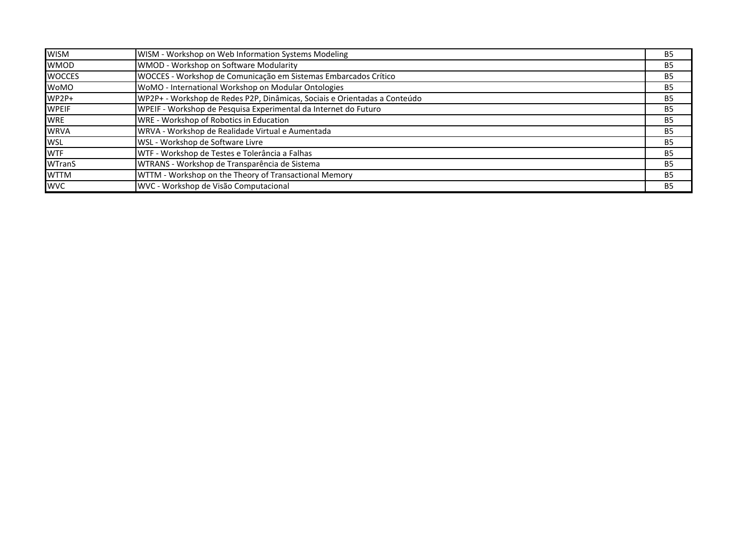| | | |
|---|---|---|
| WISM | WISM - Workshop on Web Information Systems Modeling | B5 |
| WMOD | WMOD - Workshop on Software Modularity | B5 |
| WOCCES | WOCCES - Workshop de Comunicação em Sistemas Embarcados Crítico | B5 |
| WoMO | WoMO - International Workshop on Modular Ontologies | B5 |
| WP2P+ | WP2P+ - Workshop de Redes P2P, Dinâmicas, Sociais e Orientadas a Conteúdo | B5 |
| WPEIF | WPEIF - Workshop de Pesquisa Experimental da Internet do Futuro | B5 |
| WRE | WRE - Workshop of Robotics in Education | B5 |
| WRVA | WRVA - Workshop de Realidade Virtual e Aumentada | B5 |
| WSL | WSL - Workshop de Software Livre | B5 |
| WTF | WTF - Workshop de Testes e Tolerância a Falhas | B5 |
| WTranS | WTRANS - Workshop de Transparência de Sistema | B5 |
| WTTM | WTTM - Workshop on the Theory of Transactional Memory | B5 |
| WVC | WVC - Workshop de Visão Computacional | B5 |